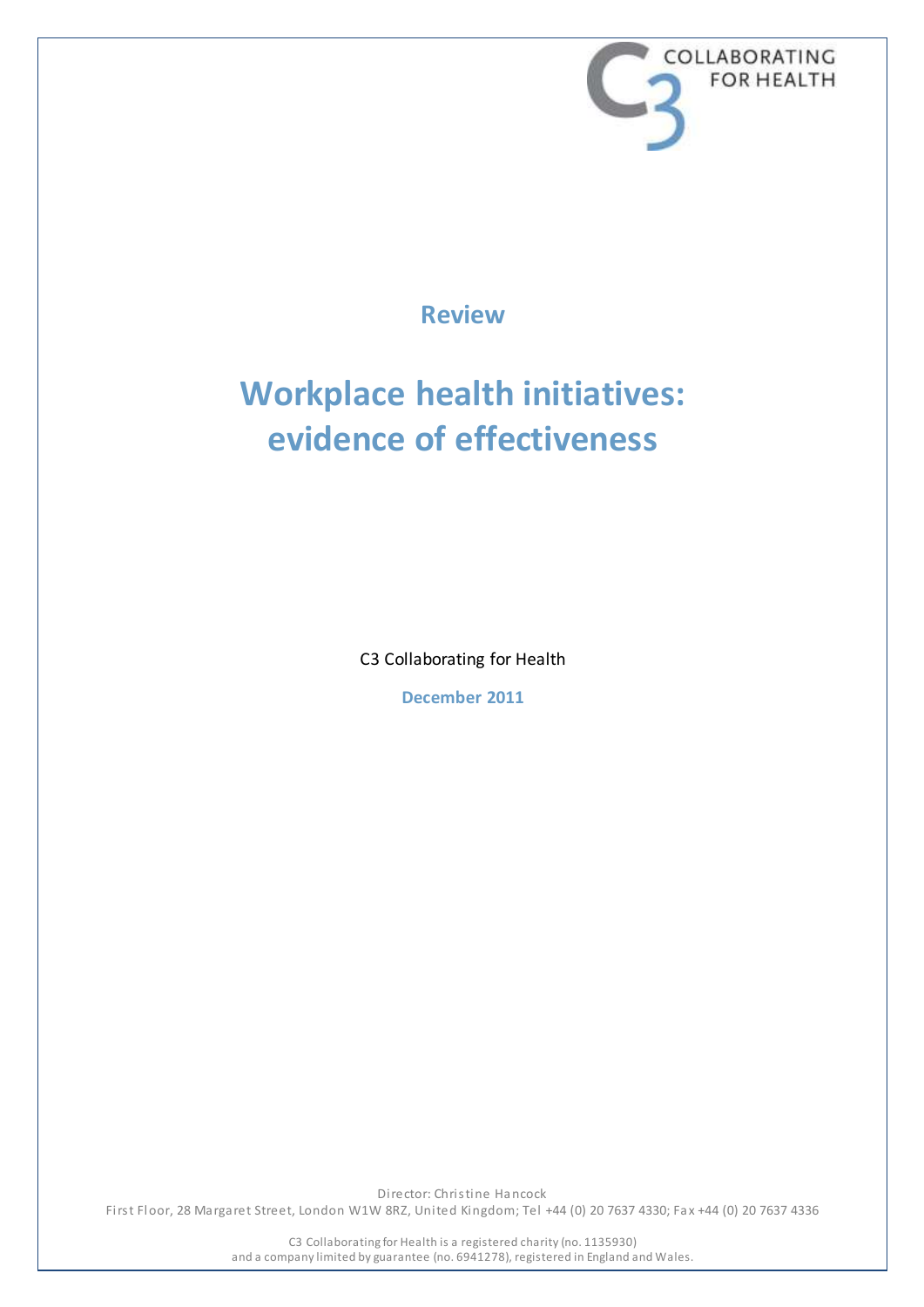COLLABORATING FOR HEALTH

**Review**

# Workplace health initiatives: evidence of effectiveness

C3 Collaborating for Health

**December 2011**

Director: Christine Hancock
First Floor, 28 Margaret Street, London W1W 8RZ, United Kingdom; Tel +44 (0) 20 7637 4330; Fax +44 (0) 20 7637 4336

C3 Collaborating for Health is a registered charity (no. 1135930)
and a company limited by guarantee (no. 6941278), registered in England and Wales.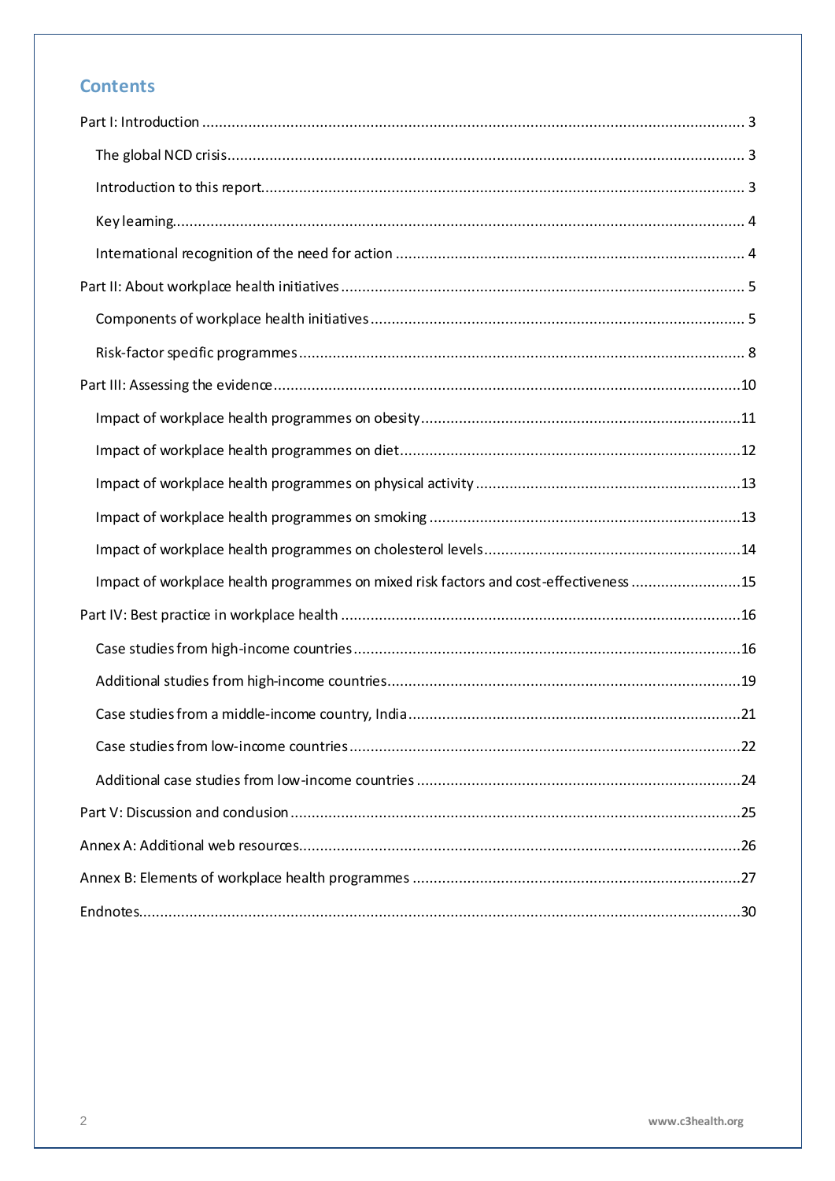## Contents

Part I: Introduction ... 3

- The global NCD crisis ... 3
- Introduction to this report ... 3
- Key learning ... 4
- International recognition of the need for action ... 4

Part II: About workplace health initiatives ... 5

- Components of workplace health initiatives ... 5
- Risk-factor specific programmes ... 8

Part III: Assessing the evidence ... 10

- Impact of workplace health programmes on obesity ... 11
- Impact of workplace health programmes on diet ... 12
- Impact of workplace health programmes on physical activity ... 13
- Impact of workplace health programmes on smoking ... 13
- Impact of workplace health programmes on cholesterol levels ... 14
- Impact of workplace health programmes on mixed risk factors and cost-effectiveness ... 15

Part IV: Best practice in workplace health ... 16

- Case studies from high-income countries ... 16
- Additional studies from high-income countries ... 19
- Case studies from a middle-income country, India ... 21
- Case studies from low-income countries ... 22
- Additional case studies from low-income countries ... 24

Part V: Discussion and conclusion ... 25

Annex A: Additional web resources ... 26

Annex B: Elements of workplace health programmes ... 27

Endnotes ... 30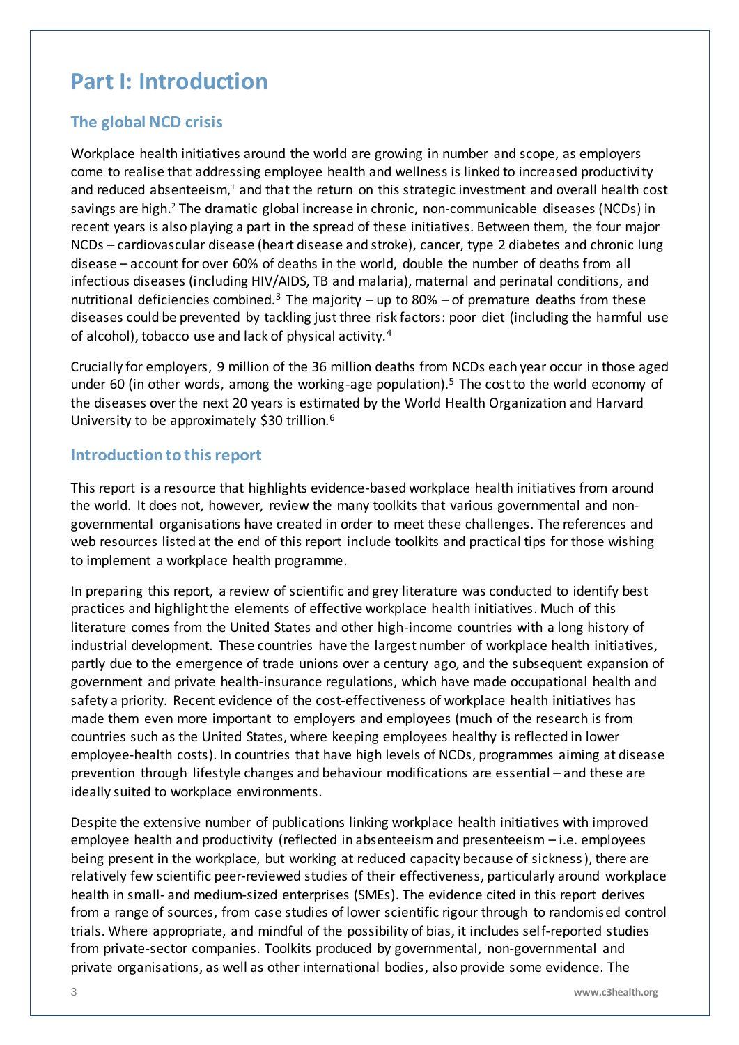# Part I: Introduction

## The global NCD crisis

Workplace health initiatives around the world are growing in number and scope, as employers come to realise that addressing employee health and wellness is linked to increased productivity and reduced absenteeism,[1] and that the return on this strategic investment and overall health cost savings are high.[2] The dramatic global increase in chronic, non-communicable diseases (NCDs) in recent years is also playing a part in the spread of these initiatives. Between them, the four major NCDs – cardiovascular disease (heart disease and stroke), cancer, type 2 diabetes and chronic lung disease – account for over 60% of deaths in the world, double the number of deaths from all infectious diseases (including HIV/AIDS, TB and malaria), maternal and perinatal conditions, and nutritional deficiencies combined.[3] The majority – up to 80% – of premature deaths from these diseases could be prevented by tackling just three risk factors: poor diet (including the harmful use of alcohol), tobacco use and lack of physical activity.[4]

Crucially for employers, 9 million of the 36 million deaths from NCDs each year occur in those aged under 60 (in other words, among the working-age population).[5] The cost to the world economy of the diseases over the next 20 years is estimated by the World Health Organization and Harvard University to be approximately $30 trillion.[6]

## Introduction to this report

This report is a resource that highlights evidence-based workplace health initiatives from around the world. It does not, however, review the many toolkits that various governmental and non-governmental organisations have created in order to meet these challenges. The references and web resources listed at the end of this report include toolkits and practical tips for those wishing to implement a workplace health programme.

In preparing this report, a review of scientific and grey literature was conducted to identify best practices and highlight the elements of effective workplace health initiatives. Much of this literature comes from the United States and other high-income countries with a long history of industrial development. These countries have the largest number of workplace health initiatives, partly due to the emergence of trade unions over a century ago, and the subsequent expansion of government and private health-insurance regulations, which have made occupational health and safety a priority. Recent evidence of the cost-effectiveness of workplace health initiatives has made them even more important to employers and employees (much of the research is from countries such as the United States, where keeping employees healthy is reflected in lower employee-health costs). In countries that have high levels of NCDs, programmes aiming at disease prevention through lifestyle changes and behaviour modifications are essential – and these are ideally suited to workplace environments.

Despite the extensive number of publications linking workplace health initiatives with improved employee health and productivity (reflected in absenteeism and presenteeism – i.e. employees being present in the workplace, but working at reduced capacity because of sickness), there are relatively few scientific peer-reviewed studies of their effectiveness, particularly around workplace health in small- and medium-sized enterprises (SMEs). The evidence cited in this report derives from a range of sources, from case studies of lower scientific rigour through to randomised control trials. Where appropriate, and mindful of the possibility of bias, it includes self-reported studies from private-sector companies. Toolkits produced by governmental, non-governmental and private organisations, as well as other international bodies, also provide some evidence. The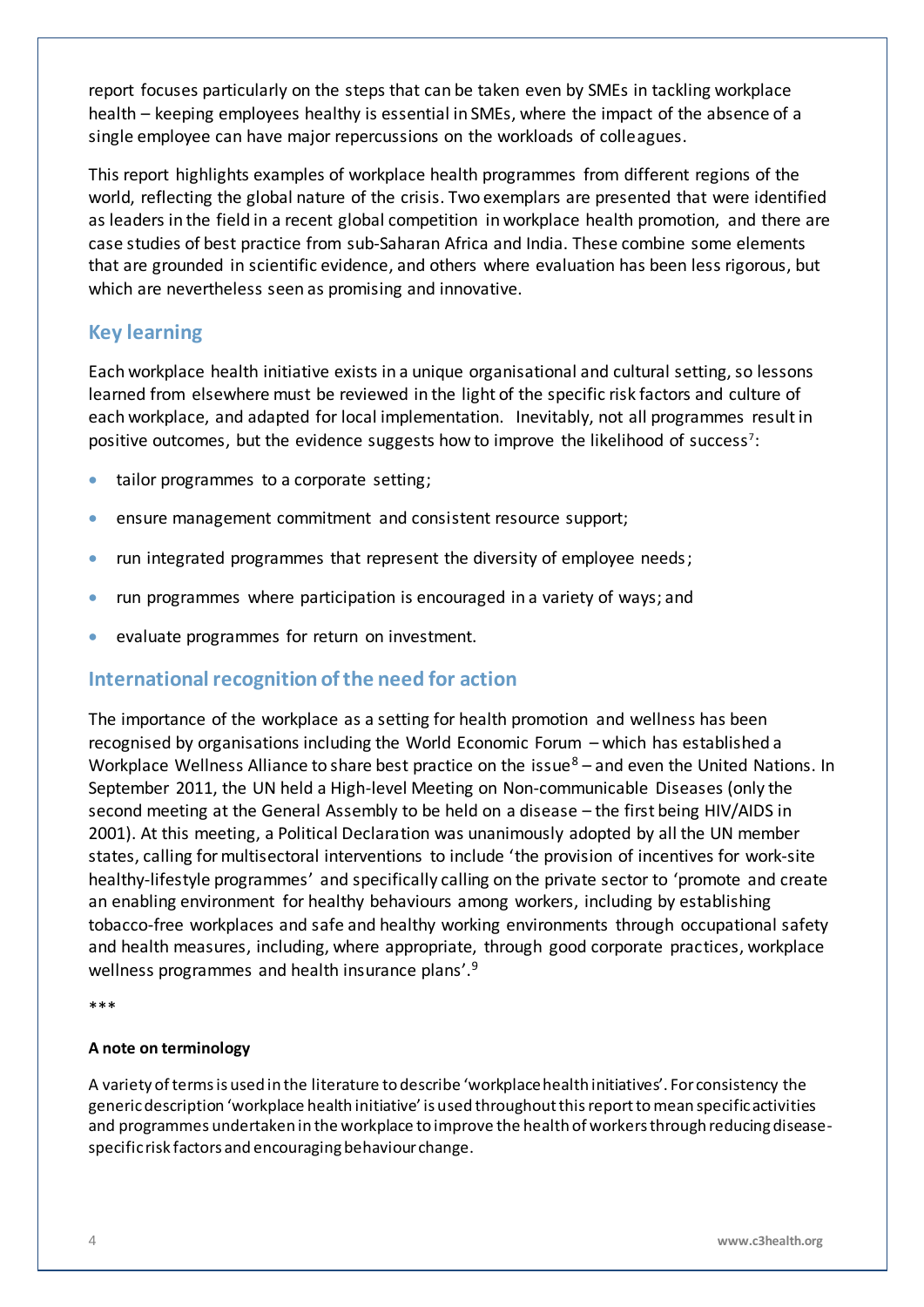report focuses particularly on the steps that can be taken even by SMEs in tackling workplace health – keeping employees healthy is essential in SMEs, where the impact of the absence of a single employee can have major repercussions on the workloads of colleagues.

This report highlights examples of workplace health programmes from different regions of the world, reflecting the global nature of the crisis. Two exemplars are presented that were identified as leaders in the field in a recent global competition in workplace health promotion, and there are case studies of best practice from sub-Saharan Africa and India. These combine some elements that are grounded in scientific evidence, and others where evaluation has been less rigorous, but which are nevertheless seen as promising and innovative.

## Key learning

Each workplace health initiative exists in a unique organisational and cultural setting, so lessons learned from elsewhere must be reviewed in the light of the specific risk factors and culture of each workplace, and adapted for local implementation. Inevitably, not all programmes result in positive outcomes, but the evidence suggests how to improve the likelihood of success[7]:

- tailor programmes to a corporate setting;
- ensure management commitment and consistent resource support;
- run integrated programmes that represent the diversity of employee needs;
- run programmes where participation is encouraged in a variety of ways; and
- evaluate programmes for return on investment.

## International recognition of the need for action

The importance of the workplace as a setting for health promotion and wellness has been recognised by organisations including the World Economic Forum – which has established a Workplace Wellness Alliance to share best practice on the issue[8] – and even the United Nations. In September 2011, the UN held a High-level Meeting on Non-communicable Diseases (only the second meeting at the General Assembly to be held on a disease – the first being HIV/AIDS in 2001). At this meeting, a Political Declaration was unanimously adopted by all the UN member states, calling for multisectoral interventions to include 'the provision of incentives for work-site healthy-lifestyle programmes' and specifically calling on the private sector to 'promote and create an enabling environment for healthy behaviours among workers, including by establishing tobacco-free workplaces and safe and healthy working environments through occupational safety and health measures, including, where appropriate, through good corporate practices, workplace wellness programmes and health insurance plans'.[9]

***

**A note on terminology**

A variety of terms is used in the literature to describe 'workplace health initiatives'. For consistency the generic description 'workplace health initiative' is used throughout this report to mean specific activities and programmes undertaken in the workplace to improve the health of workers through reducing disease-specific risk factors and encouraging behaviour change.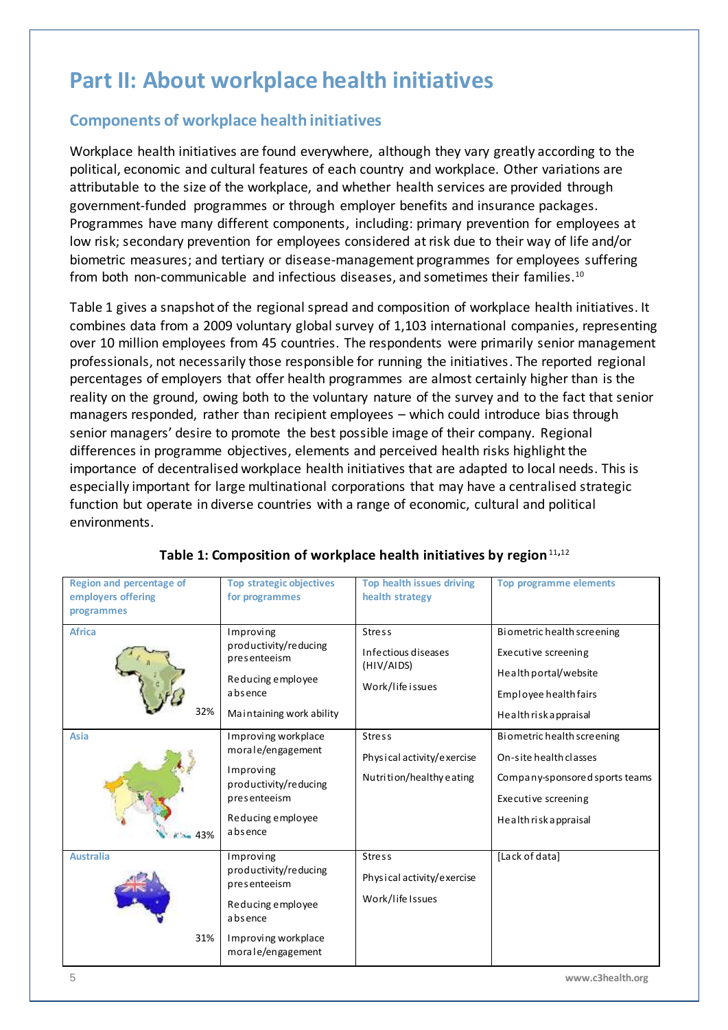# Part II: About workplace health initiatives

## Components of workplace health initiatives

Workplace health initiatives are found everywhere, although they vary greatly according to the political, economic and cultural features of each country and workplace. Other variations are attributable to the size of the workplace, and whether health services are provided through government-funded programmes or through employer benefits and insurance packages. Programmes have many different components, including: primary prevention for employees at low risk; secondary prevention for employees considered at risk due to their way of life and/or biometric measures; and tertiary or disease-management programmes for employees suffering from both non-communicable and infectious diseases, and sometimes their families.[10]

Table 1 gives a snapshot of the regional spread and composition of workplace health initiatives. It combines data from a 2009 voluntary global survey of 1,103 international companies, representing over 10 million employees from 45 countries. The respondents were primarily senior management professionals, not necessarily those responsible for running the initiatives. The reported regional percentages of employers that offer health programmes are almost certainly higher than is the reality on the ground, owing both to the voluntary nature of the survey and to the fact that senior managers responded, rather than recipient employees – which could introduce bias through senior managers' desire to promote the best possible image of their company. Regional differences in programme objectives, elements and perceived health risks highlight the importance of decentralised workplace health initiatives that are adapted to local needs. This is especially important for large multinational corporations that may have a centralised strategic function but operate in diverse countries with a range of economic, cultural and political environments.

**Table 1: Composition of workplace health initiatives by region**[11,12]

| Region and percentage of employers offering programmes | Top strategic objectives for programmes | Top health issues driving health strategy | Top programme elements |
|---|---|---|---|
| Africa 32% | Improving productivity/reducing presenteeism<br>Reducing employee absence<br>Maintaining work ability | Stress<br>Infectious diseases (HIV/AIDS)<br>Work/life issues | Biometric health screening<br>Executive screening<br>Health portal/website<br>Employee health fairs<br>Health risk appraisal |
| Asia 43% | Improving workplace morale/engagement<br>Improving productivity/reducing presenteeism<br>Reducing employee absence | Stress<br>Physical activity/exercise<br>Nutrition/healthy eating | Biometric health screening<br>On-site health classes<br>Company-sponsored sports teams<br>Executive screening<br>Health risk appraisal |
| Australia 31% | Improving productivity/reducing presenteeism<br>Reducing employee absence<br>Improving workplace morale/engagement | Stress<br>Physical activity/exercise<br>Work/life Issues | [Lack of data] |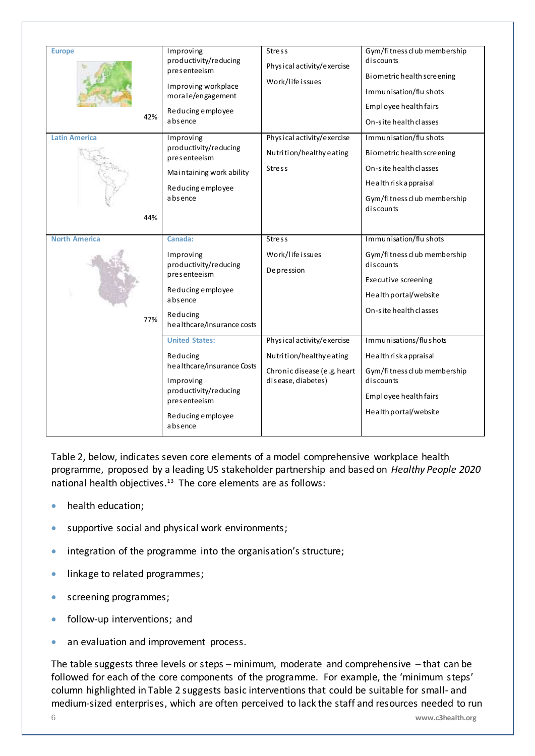| | | | |
|---|---|---|---|
| **Europe** 42% | Improving productivity/reducing presenteeism<br>Improving workplace morale/engagement<br>Reducing employee absence | Stress<br>Physical activity/exercise<br>Work/life issues | Gym/fitness club membership discounts<br>Biometric health screening<br>Immunisation/flu shots<br>Employee health fairs<br>On-site health classes |
| **Latin America** 44% | Improving productivity/reducing presenteeism<br>Maintaining work ability<br>Reducing employee absence | Physical activity/exercise<br>Nutrition/healthy eating<br>Stress | Immunisation/flu shots<br>Biometric health screening<br>On-site health classes<br>Health risk appraisal<br>Gym/fitness club membership discounts |
| **North America** 77% | **Canada:**<br>Improving productivity/reducing presenteeism<br>Reducing employee absence<br>Reducing healthcare/insurance costs | Stress<br>Work/life issues<br>Depression | Immunisation/flu shots<br>Gym/fitness club membership discounts<br>Executive screening<br>Health portal/website<br>On-site health classes |
| | **United States:**<br>Reducing healthcare/insurance Costs<br>Improving productivity/reducing presenteeism<br>Reducing employee absence | Physical activity/exercise<br>Nutrition/healthy eating<br>Chronic disease (e.g. heart disease, diabetes) | Immunisations/flu shots<br>Health risk appraisal<br>Gym/fitness club membership discounts<br>Employee health fairs<br>Health portal/website |

Table 2, below, indicates seven core elements of a model comprehensive workplace health programme, proposed by a leading US stakeholder partnership and based on *Healthy People 2020* national health objectives.[13] The core elements are as follows:

- health education;
- supportive social and physical work environments;
- integration of the programme into the organisation's structure;
- linkage to related programmes;
- screening programmes;
- follow-up interventions; and
- an evaluation and improvement process.

The table suggests three levels or steps – minimum, moderate and comprehensive – that can be followed for each of the core components of the programme. For example, the 'minimum steps' column highlighted in Table 2 suggests basic interventions that could be suitable for small- and medium-sized enterprises, which are often perceived to lack the staff and resources needed to run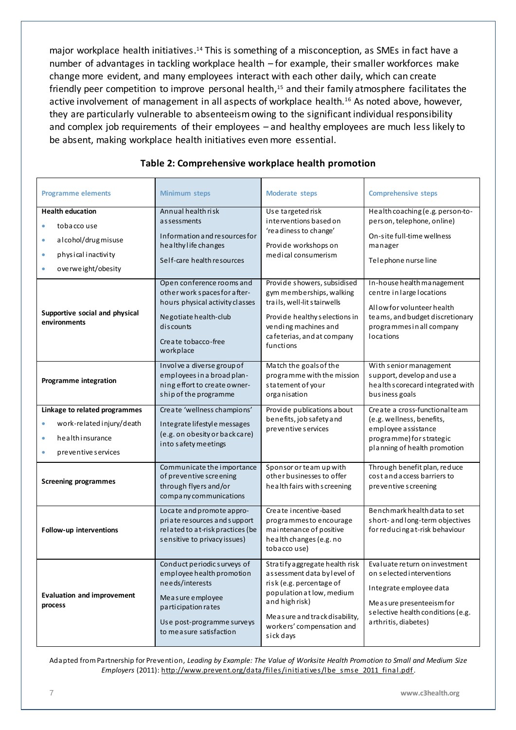major workplace health initiatives.[14] This is something of a misconception, as SMEs in fact have a number of advantages in tackling workplace health – for example, their smaller workforces make change more evident, and many employees interact with each other daily, which can create friendly peer competition to improve personal health,[15] and their family atmosphere facilitates the active involvement of management in all aspects of workplace health.[16] As noted above, however, they are particularly vulnerable to absenteeism owing to the significant individual responsibility and complex job requirements of their employees – and healthy employees are much less likely to be absent, making workplace health initiatives even more essential.

**Table 2: Comprehensive workplace health promotion**

| Programme elements | Minimum steps | Moderate steps | Comprehensive steps |
|---|---|---|---|
| **Health education**<br>• tobacco use<br>• alcohol/drug misuse<br>• physical inactivity<br>• overweight/obesity | Annual health risk assessments<br>Information and resources for healthy life changes<br>Self-care health resources | Use targeted risk interventions based on 'readiness to change'<br>Provide workshops on medical consumerism | Health coaching (e.g. person-to-person, telephone, online)<br>On-site full-time wellness manager<br>Telephone nurse line |
| **Supportive social and physical environments** | Open conference rooms and other work spaces for after-hours physical activity classes<br>Negotiate health-club discounts<br>Create tobacco-free workplace | Provide showers, subsidised gym memberships, walking trails, well-lit stairwells<br>Provide healthy selections in vending machines and cafeterias, and at company functions | In-house health management centre in large locations<br>Allow for volunteer health teams, and budget discretionary programmes in all company locations |
| **Programme integration** | Involve a diverse group of employees in a broad planning effort to create ownership of the programme | Match the goals of the programme with the mission statement of your organisation | With senior management support, develop and use a health scorecard integrated with business goals |
| **Linkage to related programmes**<br>• work-related injury/death<br>• health insurance<br>• preventive services | Create 'wellness champions'<br>Integrate lifestyle messages (e.g. on obesity or back care) into safety meetings | Provide publications about benefits, job safety and preventive services | Create a cross-functional team (e.g. wellness, benefits, employee assistance programme) for strategic planning of health promotion |
| **Screening programmes** | Communicate the importance of preventive screening through flyers and/or company communications | Sponsor or team up with other businesses to offer health fairs with screening | Through benefit plan, reduce cost and access barriers to preventive screening |
| **Follow-up interventions** | Locate and promote appropriate resources and support related to at-risk practices (be sensitive to privacy issues) | Create incentive-based programmes to encourage maintenance of positive health changes (e.g. no tobacco use) | Benchmark health data to set short- and long-term objectives for reducing at-risk behaviour |
| **Evaluation and improvement process** | Conduct periodic surveys of employee health promotion needs/interests<br>Measure employee participation rates<br>Use post-programme surveys to measure satisfaction | Stratify aggregate health risk assessment data by level of risk (e.g. percentage of population at low, medium and high risk)<br>Measure and track disability, workers' compensation and sick days | Evaluate return on investment on selected interventions<br>Integrate employee data<br>Measure presenteeism for selective health conditions (e.g. arthritis, diabetes) |

Adapted from Partnership for Prevention, *Leading by Example: The Value of Worksite Health Promotion to Small and Medium Size Employers* (2011): http://www.prevent.org/data/files/initiatives/lbe_smse_2011_final.pdf.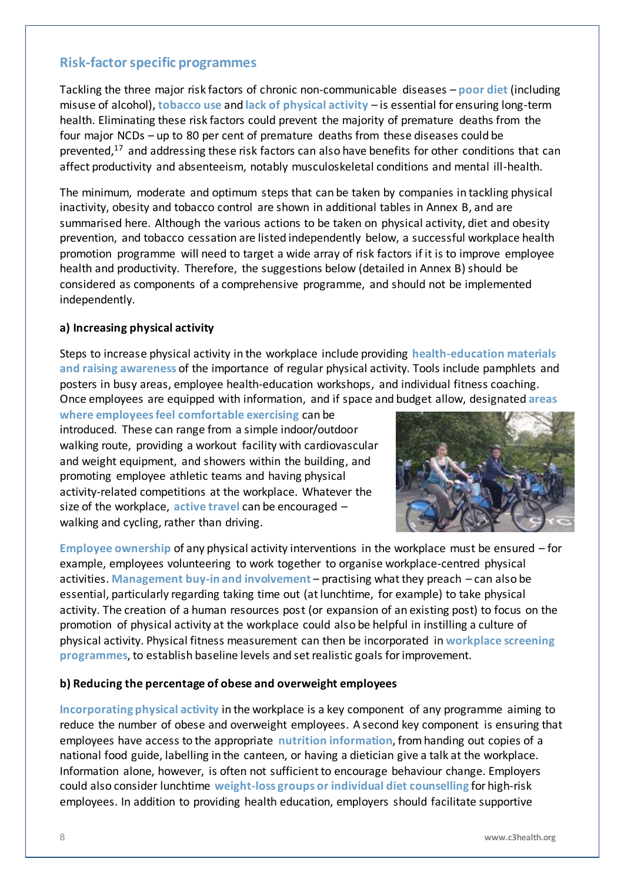## Risk-factor specific programmes

Tackling the three major risk factors of chronic non-communicable diseases – **poor diet** (including misuse of alcohol), **tobacco use** and **lack of physical activity** – is essential for ensuring long-term health. Eliminating these risk factors could prevent the majority of premature deaths from the four major NCDs – up to 80 per cent of premature deaths from these diseases could be prevented,[17] and addressing these risk factors can also have benefits for other conditions that can affect productivity and absenteeism, notably musculoskeletal conditions and mental ill-health.

The minimum, moderate and optimum steps that can be taken by companies in tackling physical inactivity, obesity and tobacco control are shown in additional tables in Annex B, and are summarised here. Although the various actions to be taken on physical activity, diet and obesity prevention, and tobacco cessation are listed independently below, a successful workplace health promotion programme will need to target a wide array of risk factors if it is to improve employee health and productivity. Therefore, the suggestions below (detailed in Annex B) should be considered as components of a comprehensive programme, and should not be implemented independently.

### a) Increasing physical activity

Steps to increase physical activity in the workplace include providing **health-education materials and raising awareness** of the importance of regular physical activity. Tools include pamphlets and posters in busy areas, employee health-education workshops, and individual fitness coaching. Once employees are equipped with information, and if space and budget allow, designated **areas where employees feel comfortable exercising** can be introduced. These can range from a simple indoor/outdoor walking route, providing a workout facility with cardiovascular and weight equipment, and showers within the building, and promoting employee athletic teams and having physical activity-related competitions at the workplace. Whatever the size of the workplace, **active travel** can be encouraged – walking and cycling, rather than driving.

**Employee ownership** of any physical activity interventions in the workplace must be ensured – for example, employees volunteering to work together to organise workplace-centred physical activities. **Management buy-in and involvement** – practising what they preach – can also be essential, particularly regarding taking time out (at lunchtime, for example) to take physical activity. The creation of a human resources post (or expansion of an existing post) to focus on the promotion of physical activity at the workplace could also be helpful in instilling a culture of physical activity. Physical fitness measurement can then be incorporated in **workplace screening programmes**, to establish baseline levels and set realistic goals for improvement.

### b) Reducing the percentage of obese and overweight employees

**Incorporating physical activity** in the workplace is a key component of any programme aiming to reduce the number of obese and overweight employees. A second key component is ensuring that employees have access to the appropriate **nutrition information**, from handing out copies of a national food guide, labelling in the canteen, or having a dietician give a talk at the workplace. Information alone, however, is often not sufficient to encourage behaviour change. Employers could also consider lunchtime **weight-loss groups or individual diet counselling** for high-risk employees. In addition to providing health education, employers should facilitate supportive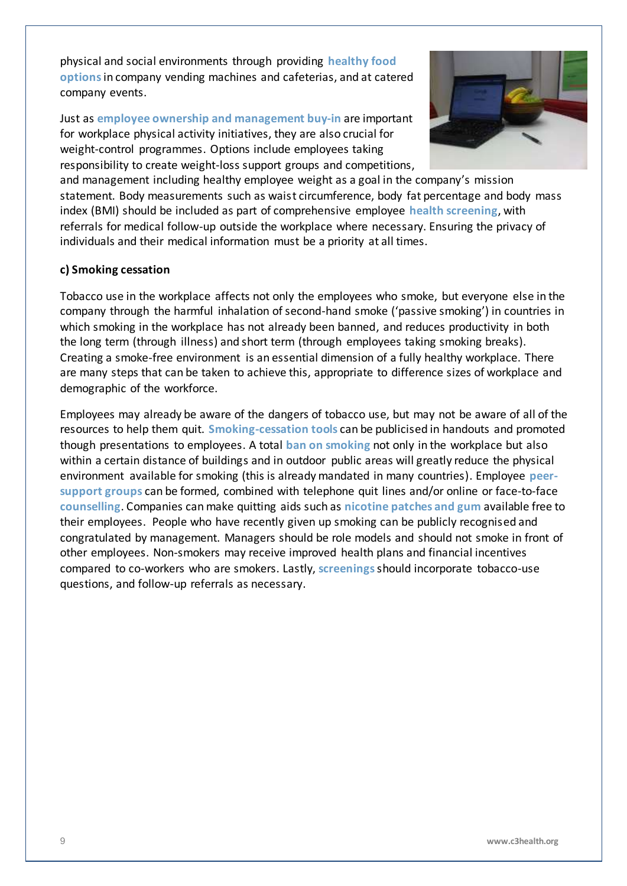physical and social environments through providing **healthy food options** in company vending machines and cafeterias, and at catered company events.

Just as **employee ownership and management buy-in** are important for workplace physical activity initiatives, they are also crucial for weight-control programmes. Options include employees taking responsibility to create weight-loss support groups and competitions, and management including healthy employee weight as a goal in the company's mission statement. Body measurements such as waist circumference, body fat percentage and body mass index (BMI) should be included as part of comprehensive employee **health screening**, with referrals for medical follow-up outside the workplace where necessary. Ensuring the privacy of individuals and their medical information must be a priority at all times.

#### c) Smoking cessation

Tobacco use in the workplace affects not only the employees who smoke, but everyone else in the company through the harmful inhalation of second-hand smoke ('passive smoking') in countries in which smoking in the workplace has not already been banned, and reduces productivity in both the long term (through illness) and short term (through employees taking smoking breaks). Creating a smoke-free environment is an essential dimension of a fully healthy workplace. There are many steps that can be taken to achieve this, appropriate to difference sizes of workplace and demographic of the workforce.

Employees may already be aware of the dangers of tobacco use, but may not be aware of all of the resources to help them quit. **Smoking-cessation tools** can be publicised in handouts and promoted though presentations to employees. A total **ban on smoking** not only in the workplace but also within a certain distance of buildings and in outdoor public areas will greatly reduce the physical environment available for smoking (this is already mandated in many countries). Employee **peer-support groups** can be formed, combined with telephone quit lines and/or online or face-to-face **counselling**. Companies can make quitting aids such as **nicotine patches and gum** available free to their employees. People who have recently given up smoking can be publicly recognised and congratulated by management. Managers should be role models and should not smoke in front of other employees. Non-smokers may receive improved health plans and financial incentives compared to co-workers who are smokers. Lastly, **screenings** should incorporate tobacco-use questions, and follow-up referrals as necessary.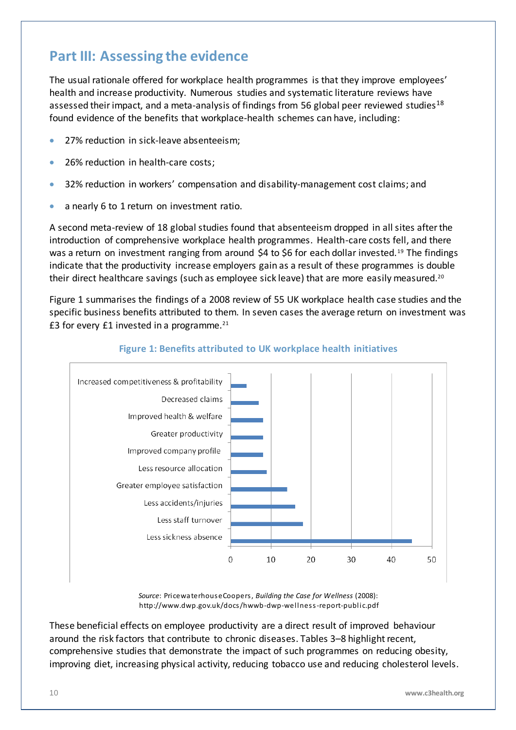## Part III: Assessing the evidence

The usual rationale offered for workplace health programmes is that they improve employees' health and increase productivity. Numerous studies and systematic literature reviews have assessed their impact, and a meta-analysis of findings from 56 global peer reviewed studies[18] found evidence of the benefits that workplace-health schemes can have, including:

- 27% reduction in sick-leave absenteeism;
- 26% reduction in health-care costs;
- 32% reduction in workers' compensation and disability-management cost claims; and
- a nearly 6 to 1 return on investment ratio.

A second meta-review of 18 global studies found that absenteeism dropped in all sites after the introduction of comprehensive workplace health programmes. Health-care costs fell, and there was a return on investment ranging from around $4 to $6 for each dollar invested.[19] The findings indicate that the productivity increase employers gain as a result of these programmes is double their direct healthcare savings (such as employee sick leave) that are more easily measured.[20]

Figure 1 summarises the findings of a 2008 review of 55 UK workplace health case studies and the specific business benefits attributed to them. In seven cases the average return on investment was £3 for every £1 invested in a programme.[21]

**Figure 1: Benefits attributed to UK workplace health initiatives**

*Source*: PricewaterhouseCoopers, *Building the Case for Wellness* (2008): http://www.dwp.gov.uk/docs/hwwb-dwp-wellness-report-public.pdf

These beneficial effects on employee productivity are a direct result of improved behaviour around the risk factors that contribute to chronic diseases. Tables 3–8 highlight recent, comprehensive studies that demonstrate the impact of such programmes on reducing obesity, improving diet, increasing physical activity, reducing tobacco use and reducing cholesterol levels.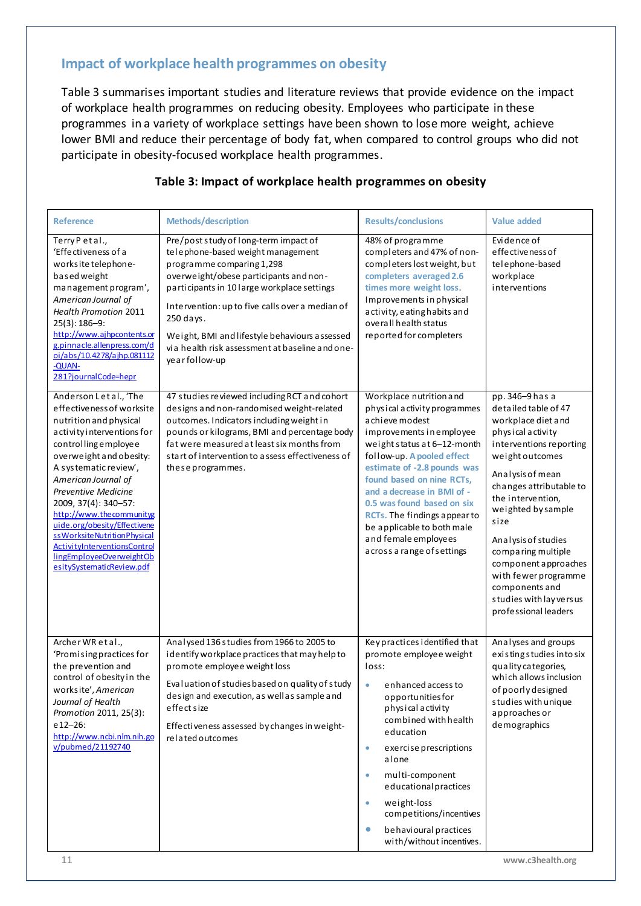## Impact of workplace health programmes on obesity

Table 3 summarises important studies and literature reviews that provide evidence on the impact of workplace health programmes on reducing obesity. Employees who participate in these programmes in a variety of workplace settings have been shown to lose more weight, achieve lower BMI and reduce their percentage of body fat, when compared to control groups who did not participate in obesity-focused workplace health programmes.

**Table 3: Impact of workplace health programmes on obesity**

| Reference | Methods/description | Results/conclusions | Value added |
|---|---|---|---|
| Terry P et al., 'Effectiveness of a worksite telephone-based weight management program', *American Journal of Health Promotion* 2011 25(3): 186–9: http://www.ajhpcontents.org.pinnacle.allenpress.com/doi/abs/10.4278/ajhp.081112-QUAN-281?journalCode=hepr | Pre/post study of long-term impact of telephone-based weight management programme comparing 1,298 overweight/obese participants and non-participants in 10 large workplace settings<br><br>Intervention: up to five calls over a median of 250 days.<br><br>Weight, BMI and lifestyle behaviours assessed via health risk assessment at baseline and one-year follow-up | 48% of programme completers and 47% of non-completers lost weight, but completers averaged 2.6 times more weight loss. Improvements in physical activity, eating habits and overall health status reported for completers | Evidence of effectiveness of telephone-based workplace interventions |
| Anderson L et al., 'The effectiveness of worksite nutrition and physical activity interventions for controlling employee overweight and obesity: A systematic review', *American Journal of Preventive Medicine* 2009, 37(4): 340–57: http://www.thecommunityguide.org/obesity/EffectivenessWorksiteNutritionPhysicalActivityInterventionsControllingEmployeeOverweightObesitySystematicReview.pdf | 47 studies reviewed including RCT and cohort designs and non-randomised weight-related outcomes. Indicators including weight in pounds or kilograms, BMI and percentage body fat were measured at least six months from start of intervention to assess effectiveness of these programmes. | Workplace nutrition and physical activity programmes achieve modest improvements in employee weight status at 6–12-month follow-up. A pooled effect estimate of -2.8 pounds was found based on nine RCTs, and a decrease in BMI of -0.5 was found based on six RCTs. The findings appear to be applicable to both male and female employees across a range of settings | pp. 346–9 has a detailed table of 47 workplace diet and physical activity interventions reporting weight outcomes<br><br>Analysis of mean changes attributable to the intervention, weighted by sample size<br><br>Analysis of studies comparing multiple component approaches with fewer programme components and studies with lay versus professional leaders |
| Archer WR et al., 'Promising practices for the prevention and the control of obesity in the worksite', *American Journal of Health Promotion* 2011, 25(3): e12–26: http://www.ncbi.nlm.nih.gov/pubmed/21192740 | Analysed 136 studies from 1966 to 2005 to identify workplace practices that may help to promote employee weight loss<br><br>Evaluation of studies based on quality of study design and execution, as well as sample and effect size<br><br>Effectiveness assessed by changes in weight-related outcomes | Key practices identified that promote employee weight loss:<br>• enhanced access to opportunities for physical activity combined with health education<br>• exercise prescriptions alone<br>• multi-component educational practices<br>• weight-loss competitions/incentives<br>• behavioural practices with/without incentives. | Analyses and groups existing studies into six quality categories, which allows inclusion of poorly designed studies with unique approaches or demographics |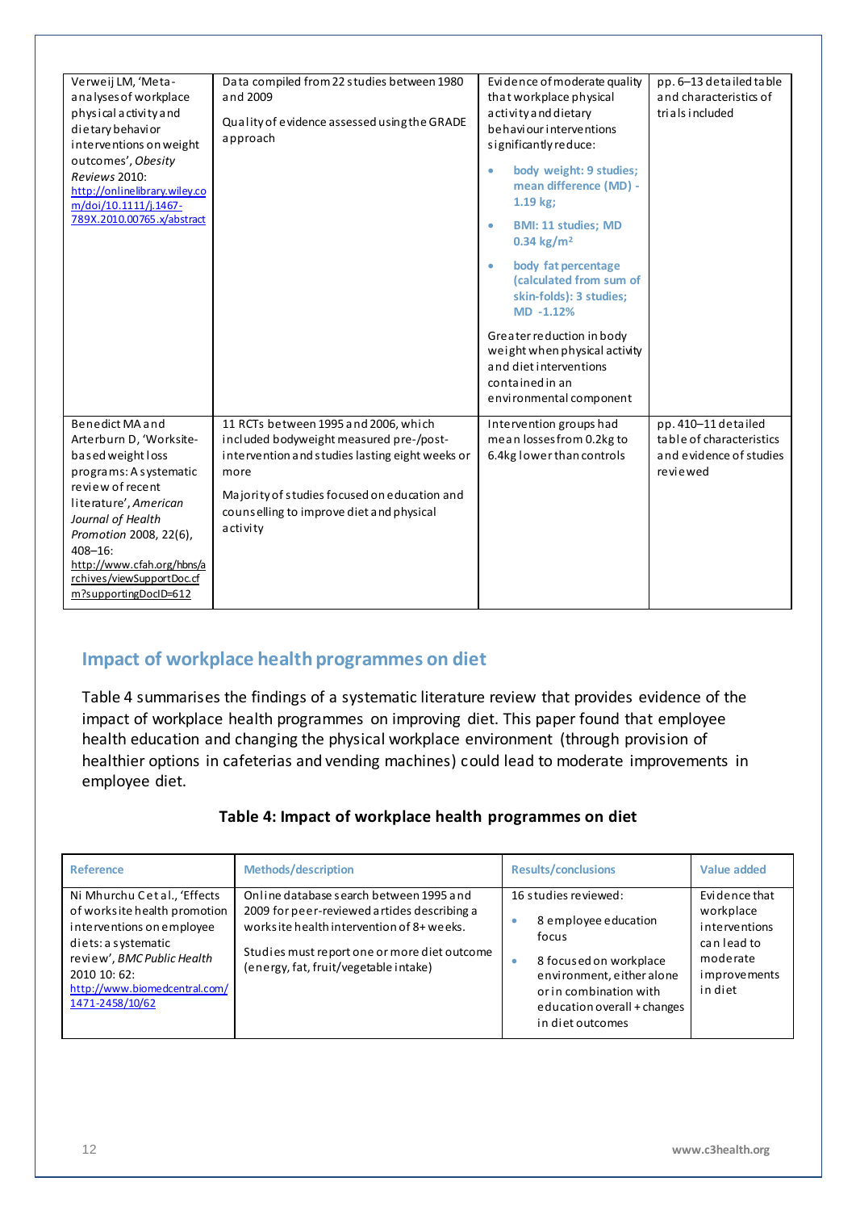| | | | |
|---|---|---|---|
| Verweij LM, 'Meta-analyses of workplace physical activity and dietary behavior interventions on weight outcomes', *Obesity Reviews* 2010: http://onlinelibrary.wiley.com/doi/10.1111/j.1467-789X.2010.00765.x/abstract | Data compiled from 22 studies between 1980 and 2009<br><br>Quality of evidence assessed using the GRADE approach | Evidence of moderate quality that workplace physical activity and dietary behaviour interventions significantly reduce:<br><br>• **body weight: 9 studies; mean difference (MD) -1.19 kg;**<br>• **BMI: 11 studies; MD 0.34 kg/m²**<br>• **body fat percentage (calculated from sum of skin-folds): 3 studies; MD -1.12%**<br><br>Greater reduction in body weight when physical activity and diet interventions contained in an environmental component | pp. 6–13 detailed table and characteristics of trials included |
| Benedict MA and Arterburn D, 'Worksite-based weight loss programs: A systematic review of recent literature', *American Journal of Health Promotion* 2008, 22(6), 408–16: http://www.cfah.org/hbns/archives/viewSupportDoc.cfm?supportingDocID=612 | 11 RCTs between 1995 and 2006, which included bodyweight measured pre-/post-intervention and studies lasting eight weeks or more<br><br>Majority of studies focused on education and counselling to improve diet and physical activity | Intervention groups had mean losses from 0.2kg to 6.4kg lower than controls | pp. 410–11 detailed table of characteristics and evidence of studies reviewed |

## Impact of workplace health programmes on diet

Table 4 summarises the findings of a systematic literature review that provides evidence of the impact of workplace health programmes on improving diet. This paper found that employee health education and changing the physical workplace environment (through provision of healthier options in cafeterias and vending machines) could lead to moderate improvements in employee diet.

**Table 4: Impact of workplace health programmes on diet**

| Reference | Methods/description | Results/conclusions | Value added |
|---|---|---|---|
| Ni Mhurchu C et al., 'Effects of worksite health promotion interventions on employee diets: a systematic review', *BMC Public Health* 2010 10: 62: http://www.biomedcentral.com/1471-2458/10/62 | Online database search between 1995 and 2009 for peer-reviewed articles describing a worksite health intervention of 8+ weeks.<br><br>Studies must report one or more diet outcome (energy, fat, fruit/vegetable intake) | 16 studies reviewed:<br><br>• 8 employee education focus<br>• 8 focused on workplace environment, either alone or in combination with education overall + changes in diet outcomes | Evidence that workplace interventions can lead to moderate improvements in diet |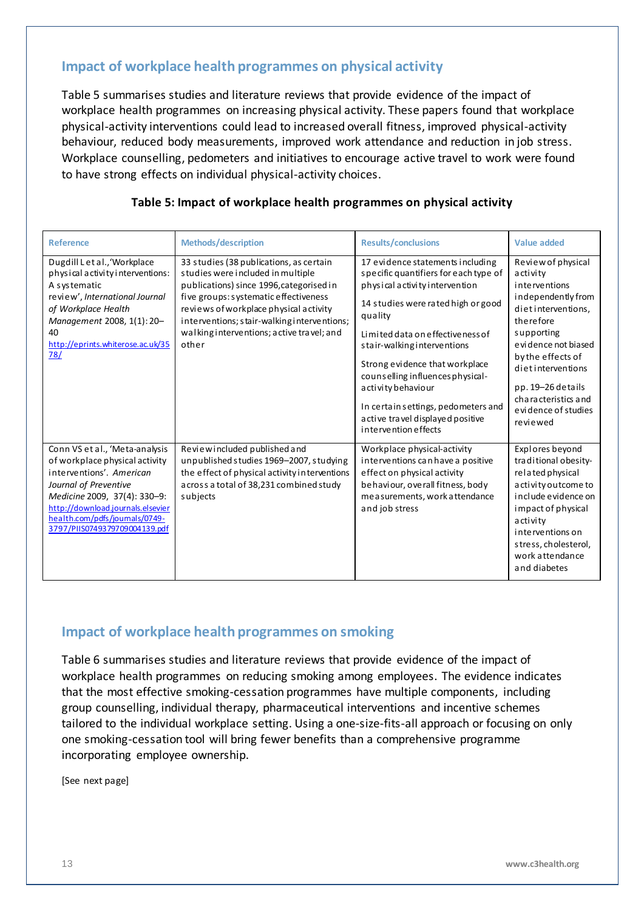## Impact of workplace health programmes on physical activity

Table 5 summarises studies and literature reviews that provide evidence of the impact of workplace health programmes on increasing physical activity. These papers found that workplace physical-activity interventions could lead to increased overall fitness, improved physical-activity behaviour, reduced body measurements, improved work attendance and reduction in job stress. Workplace counselling, pedometers and initiatives to encourage active travel to work were found to have strong effects on individual physical-activity choices.

**Table 5: Impact of workplace health programmes on physical activity**

| Reference | Methods/description | Results/conclusions | Value added |
|---|---|---|---|
| Dugdill L et al., 'Workplace physical activity interventions: A systematic review', *International Journal of Workplace Health Management* 2008, 1(1): 20–40 http://eprints.whiterose.ac.uk/3578/ | 33 studies (38 publications, as certain studies were included in multiple publications) since 1996, categorised in five groups: systematic effectiveness reviews of workplace physical activity interventions; stair-walking interventions; walking interventions; active travel; and other | 17 evidence statements including specific quantifiers for each type of physical activity intervention<br><br>14 studies were rated high or good quality<br><br>Limited data on effectiveness of stair-walking interventions<br><br>Strong evidence that workplace counselling influences physical-activity behaviour<br><br>In certain settings, pedometers and active travel displayed positive intervention effects | Review of physical activity interventions independently from diet interventions, therefore supporting evidence not biased by the effects of diet interventions<br><br>pp. 19–26 details characteristics and evidence of studies reviewed |
| Conn VS et al., 'Meta-analysis of workplace physical activity interventions'. *American Journal of Preventive Medicine* 2009, 37(4): 330–9: http://download.journals.elsevierhealth.com/pdfs/journals/0749-3797/PIIS0749379709004139.pdf | Review included published and unpublished studies 1969–2007, studying the effect of physical activity interventions across a total of 38,231 combined study subjects | Workplace physical-activity interventions can have a positive effect on physical activity behaviour, overall fitness, body measurements, work attendance and job stress | Explores beyond traditional obesity-related physical activity outcome to include evidence on impact of physical activity interventions on stress, cholesterol, work attendance and diabetes |

## Impact of workplace health programmes on smoking

Table 6 summarises studies and literature reviews that provide evidence of the impact of workplace health programmes on reducing smoking among employees. The evidence indicates that the most effective smoking-cessation programmes have multiple components, including group counselling, individual therapy, pharmaceutical interventions and incentive schemes tailored to the individual workplace setting. Using a one-size-fits-all approach or focusing on only one smoking-cessation tool will bring fewer benefits than a comprehensive programme incorporating employee ownership.

[See next page]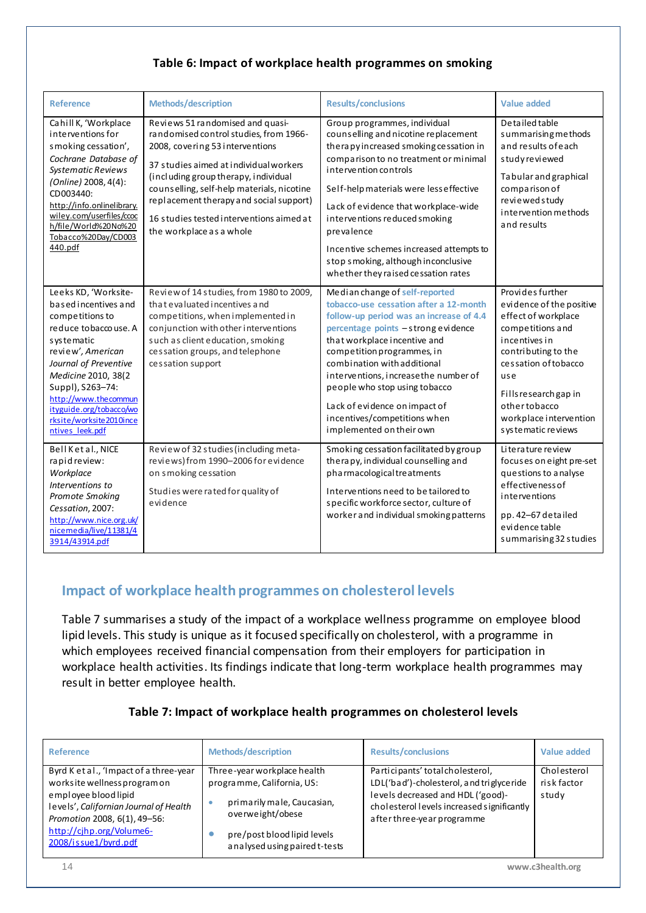### Table 6: Impact of workplace health programmes on smoking

| Reference | Methods/description | Results/conclusions | Value added |
|---|---|---|---|
| Cahill K, 'Workplace interventions for smoking cessation', *Cochrane Database of Systematic Reviews (Online)* 2008, 4(4): CD003440: http://info.onlinelibrary.wiley.com/userfiles/ccoch/file/World%20No%20Tobacco%20Day/CD003440.pdf | Reviews 51 randomised and quasi-randomised control studies, from 1966-2008, covering 53 interventions<br><br>37 studies aimed at individual workers (including group therapy, individual counselling, self-help materials, nicotine replacement therapy and social support)<br><br>16 studies tested interventions aimed at the workplace as a whole | Group programmes, individual counselling and nicotine replacement therapy increased smoking cessation in comparison to no treatment or minimal intervention controls<br><br>Self-help materials were less effective<br><br>Lack of evidence that workplace-wide interventions reduced smoking prevalence<br><br>Incentive schemes increased attempts to stop smoking, although inconclusive whether they raised cessation rates | Detailed table summarising methods and results of each study reviewed<br><br>Tabular and graphical comparison of reviewed study intervention methods and results |
| Leeks KD, 'Worksite-based incentives and competitions to reduce tobacco use. A systematic review', *American Journal of Preventive Medicine* 2010, 38(2 Suppl), S263–74: http://www.thecommunityguide.org/tobacco/worksite/worksite2010incentives_leek.pdf | Review of 14 studies, from 1980 to 2009, that evaluated incentives and competitions, when implemented in conjunction with other interventions such as client education, smoking cessation groups, and telephone cessation support | Median change of self-reported tobacco-use cessation after a 12-month follow-up period was an increase of 4.4 percentage points – strong evidence that workplace incentive and competition programmes, in combination with additional interventions, increase the number of people who stop using tobacco<br><br>Lack of evidence on impact of incentives/competitions when implemented on their own | Provides further evidence of the positive effect of workplace competitions and incentives in contributing to the cessation of tobacco use<br><br>Fills research gap in other tobacco workplace intervention systematic reviews |
| Bell K et al., NICE rapid review: *Workplace Interventions to Promote Smoking Cessation*, 2007: http://www.nice.org.uk/nicemedia/live/11381/43914/43914.pdf | Review of 32 studies (including meta-reviews) from 1990–2006 for evidence on smoking cessation<br><br>Studies were rated for quality of evidence | Smoking cessation facilitated by group therapy, individual counselling and pharmacological treatments<br><br>Interventions need to be tailored to specific workforce sector, culture of worker and individual smoking patterns | Literature review focuses on eight pre-set questions to analyse effectiveness of interventions<br><br>pp. 42–67 detailed evidence table summarising 32 studies |

## Impact of workplace health programmes on cholesterol levels

Table 7 summarises a study of the impact of a workplace wellness programme on employee blood lipid levels. This study is unique as it focused specifically on cholesterol, with a programme in which employees received financial compensation from their employers for participation in workplace health activities. Its findings indicate that long-term workplace health programmes may result in better employee health.

### Table 7: Impact of workplace health programmes on cholesterol levels

| Reference | Methods/description | Results/conclusions | Value added |
|---|---|---|---|
| Byrd K et al., 'Impact of a three-year worksite wellness program on employee blood lipid levels', *Californian Journal of Health Promotion* 2008, 6(1), 49–56: http://cjhp.org/Volume6-2008/issue1/byrd.pdf | Three-year workplace health programme, California, US:<br>• primarily male, Caucasian, overweight/obese<br>• pre/post blood lipid levels analysed using paired t-tests | Participants' total cholesterol, LDL('bad')-cholesterol, and triglyceride levels decreased and HDL ('good')-cholesterol levels increased significantly after three-year programme | Cholesterol risk factor study |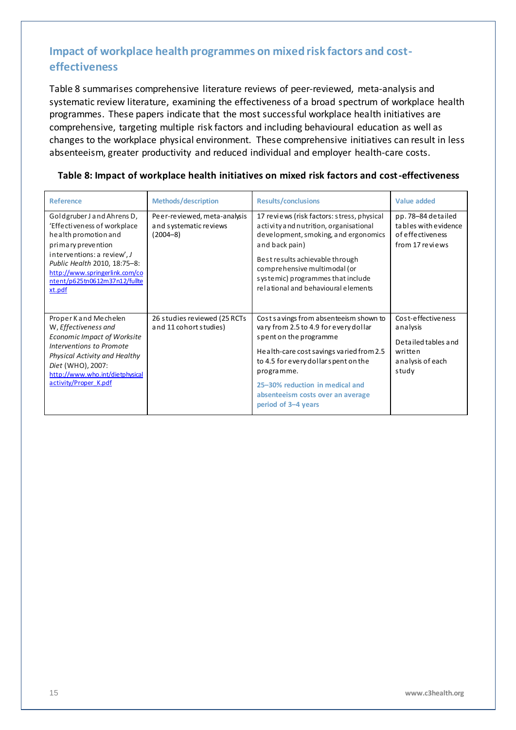## Impact of workplace health programmes on mixed risk factors and cost-effectiveness

Table 8 summarises comprehensive literature reviews of peer-reviewed, meta-analysis and systematic review literature, examining the effectiveness of a broad spectrum of workplace health programmes. These papers indicate that the most successful workplace health initiatives are comprehensive, targeting multiple risk factors and including behavioural education as well as changes to the workplace physical environment. These comprehensive initiatives can result in less absenteeism, greater productivity and reduced individual and employer health-care costs.

**Table 8: Impact of workplace health initiatives on mixed risk factors and cost-effectiveness**

| Reference | Methods/description | Results/conclusions | Value added |
|---|---|---|---|
| Goldgruber J and Ahrens D, 'Effectiveness of workplace health promotion and primary prevention interventions: a review', *J Public Health* 2010, 18:75–8: http://www.springerlink.com/content/p625tn0612m37n12/fulltext.pdf | Peer-reviewed, meta-analysis and systematic reviews (2004–8) | 17 reviews (risk factors: stress, physical activity and nutrition, organisational development, smoking, and ergonomics and back pain)<br><br>Best results achievable through comprehensive multimodal (or systemic) programmes that include relational and behavioural elements | pp. 78–84 detailed tables with evidence of effectiveness from 17 reviews |
| Proper K and Mechelen W, *Effectiveness and Economic Impact of Worksite Interventions to Promote Physical Activity and Healthy Diet* (WHO), 2007: http://www.who.int/dietphysicalactivity/Proper_K.pdf | 26 studies reviewed (25 RCTs and 11 cohort studies) | Cost savings from absenteeism shown to vary from 2.5 to 4.9 for every dollar spent on the programme<br><br>Health-care cost savings varied from 2.5 to 4.5 for every dollar spent on the programme.<br><br>**25–30% reduction in medical and absenteeism costs over an average period of 3–4 years** | Cost-effectiveness analysis<br><br>Detailed tables and written analysis of each study |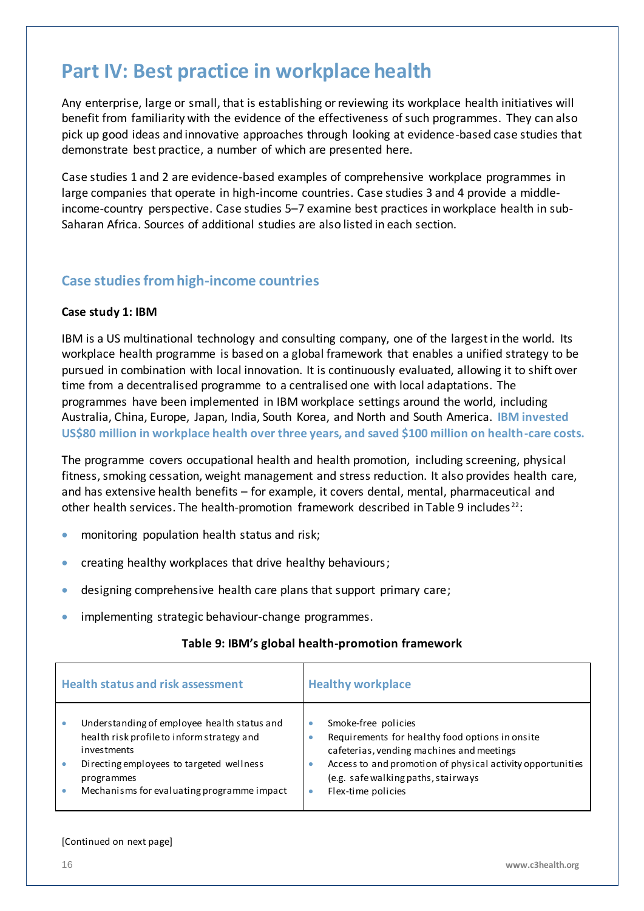# Part IV: Best practice in workplace health

Any enterprise, large or small, that is establishing or reviewing its workplace health initiatives will benefit from familiarity with the evidence of the effectiveness of such programmes. They can also pick up good ideas and innovative approaches through looking at evidence-based case studies that demonstrate best practice, a number of which are presented here.

Case studies 1 and 2 are evidence-based examples of comprehensive workplace programmes in large companies that operate in high-income countries. Case studies 3 and 4 provide a middle-income-country perspective. Case studies 5–7 examine best practices in workplace health in sub-Saharan Africa. Sources of additional studies are also listed in each section.

## Case studies from high-income countries

**Case study 1: IBM**

IBM is a US multinational technology and consulting company, one of the largest in the world. Its workplace health programme is based on a global framework that enables a unified strategy to be pursued in combination with local innovation. It is continuously evaluated, allowing it to shift over time from a decentralised programme to a centralised one with local adaptations. The programmes have been implemented in IBM workplace settings around the world, including Australia, China, Europe, Japan, India, South Korea, and North and South America. **IBM invested US$80 million in workplace health over three years, and saved $100 million on health-care costs.**

The programme covers occupational health and health promotion, including screening, physical fitness, smoking cessation, weight management and stress reduction. It also provides health care, and has extensive health benefits – for example, it covers dental, mental, pharmaceutical and other health services. The health-promotion framework described in Table 9 includes[22]:

- monitoring population health status and risk;
- creating healthy workplaces that drive healthy behaviours;
- designing comprehensive health care plans that support primary care;
- implementing strategic behaviour-change programmes.

**Table 9: IBM's global health-promotion framework**

| Health status and risk assessment | Healthy workplace |
|---|---|
| • Understanding of employee health status and health risk profile to inform strategy and investments<br>• Directing employees to targeted wellness programmes<br>• Mechanisms for evaluating programme impact | • Smoke-free policies<br>• Requirements for healthy food options in onsite cafeterias, vending machines and meetings<br>• Access to and promotion of physical activity opportunities (e.g. safe walking paths, stairways<br>• Flex-time policies |

[Continued on next page]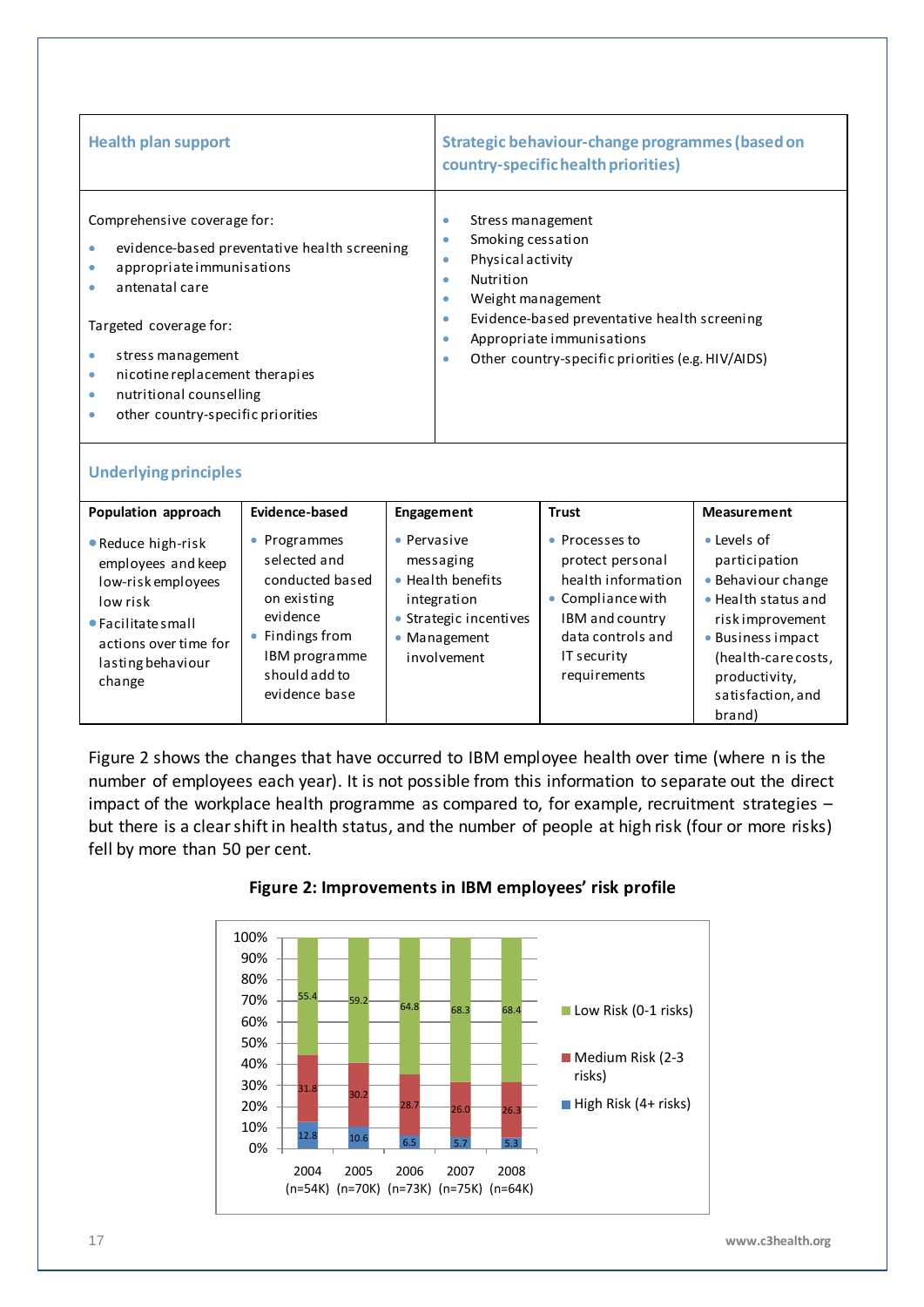| Health plan support | Strategic behaviour-change programmes (based on country-specific health priorities) |
|---|---|
| Comprehensive coverage for:<br>• evidence-based preventative health screening<br>• appropriate immunisations<br>• antenatal care<br><br>Targeted coverage for:<br>• stress management<br>• nicotine replacement therapies<br>• nutritional counselling<br>• other country-specific priorities | • Stress management<br>• Smoking cessation<br>• Physical activity<br>• Nutrition<br>• Weight management<br>• Evidence-based preventative health screening<br>• Appropriate immunisations<br>• Other country-specific priorities (e.g. HIV/AIDS) |

**Underlying principles**

| Population approach | Evidence-based | Engagement | Trust | Measurement |
|---|---|---|---|---|
| • Reduce high-risk employees and keep low-risk employees low risk<br>• Facilitate small actions over time for lasting behaviour change | • Programmes selected and conducted based on existing evidence<br>• Findings from IBM programme should add to evidence base | • Pervasive messaging<br>• Health benefits integration<br>• Strategic incentives<br>• Management involvement | • Processes to protect personal health information<br>• Compliance with IBM and country data controls and IT security requirements | • Levels of participation<br>• Behaviour change<br>• Health status and risk improvement<br>• Business impact (health-care costs, productivity, satisfaction, and brand) |

Figure 2 shows the changes that have occurred to IBM employee health over time (where n is the number of employees each year). It is not possible from this information to separate out the direct impact of the workplace health programme as compared to, for example, recruitment strategies – but there is a clear shift in health status, and the number of people at high risk (four or more risks) fell by more than 50 per cent.

**Figure 2: Improvements in IBM employees' risk profile**

| Year | Low Risk (0-1 risks) | Medium Risk (2-3 risks) | High Risk (4+ risks) |
|---|---|---|---|
| 2004 (n=54K) | 55.4 | 31.8 | 12.8 |
| 2005 (n=70K) | 59.2 | 30.2 | 10.6 |
| 2006 (n=73K) | 64.8 | 28.7 | 6.5 |
| 2007 (n=75K) | 68.3 | 26.0 | 5.7 |
| 2008 (n=64K) | 68.4 | 26.3 | 5.3 |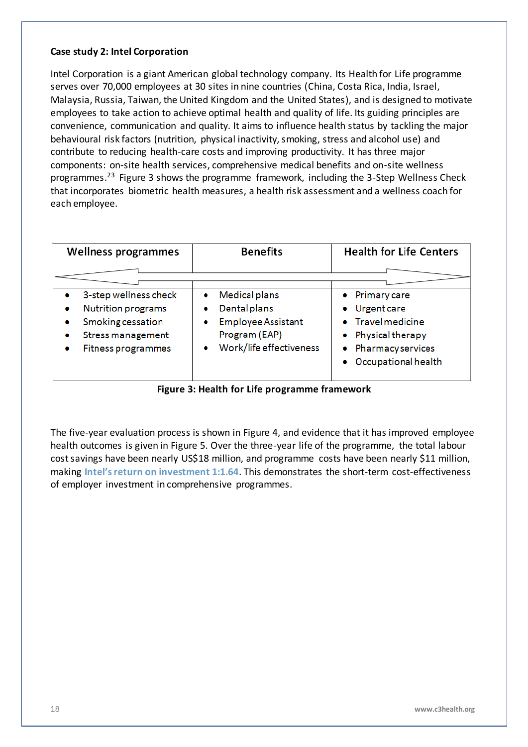**Case study 2: Intel Corporation**

Intel Corporation is a giant American global technology company. Its Health for Life programme serves over 70,000 employees at 30 sites in nine countries (China, Costa Rica, India, Israel, Malaysia, Russia, Taiwan, the United Kingdom and the United States), and is designed to motivate employees to take action to achieve optimal health and quality of life. Its guiding principles are convenience, communication and quality. It aims to influence health status by tackling the major behavioural risk factors (nutrition, physical inactivity, smoking, stress and alcohol use) and contribute to reducing health-care costs and improving productivity. It has three major components: on-site health services, comprehensive medical benefits and on-site wellness programmes.[23] Figure 3 shows the programme framework, including the 3-Step Wellness Check that incorporates biometric health measures, a health risk assessment and a wellness coach for each employee.

| Wellness programmes | Benefits | Health for Life Centers |
|---|---|---|
| • 3-step wellness check<br>• Nutrition programs<br>• Smoking cessation<br>• Stress management<br>• Fitness programmes | • Medical plans<br>• Dental plans<br>• Employee Assistant Program (EAP)<br>• Work/life effectiveness | • Primary care<br>• Urgent care<br>• Travel medicine<br>• Physical therapy<br>• Pharmacy services<br>• Occupational health |

**Figure 3: Health for Life programme framework**

The five-year evaluation process is shown in Figure 4, and evidence that it has improved employee health outcomes is given in Figure 5. Over the three-year life of the programme, the total labour cost savings have been nearly US$18 million, and programme costs have been nearly $11 million, making **Intel's return on investment 1:1.64**. This demonstrates the short-term cost-effectiveness of employer investment in comprehensive programmes.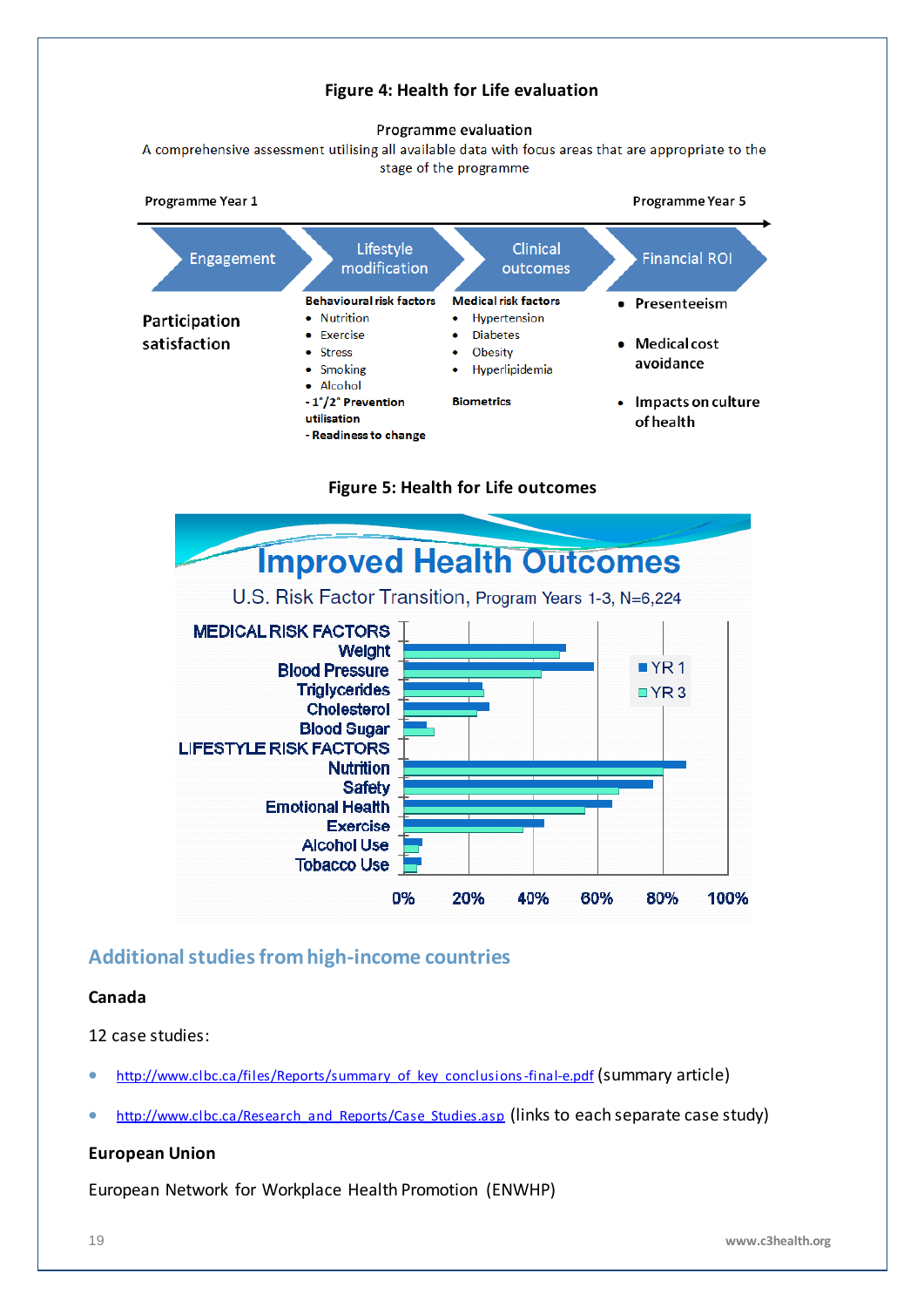**Figure 4: Health for Life evaluation**

Programme evaluation

A comprehensive assessment utilising all available data with focus areas that are appropriate to the stage of the programme

Programme Year 1 → Programme Year 5

| Engagement | Lifestyle modification | Clinical outcomes | Financial ROI |
|---|---|---|---|
| Participation satisfaction | **Behavioural risk factors**<br>• Nutrition<br>• Exercise<br>• Stress<br>• Smoking<br>• Alcohol<br>- 1°/2° Prevention utilisation<br>- Readiness to change | **Medical risk factors**<br>• Hypertension<br>• Diabetes<br>• Obesity<br>• Hyperlipidemia<br><br>**Biometrics** | • Presenteeism<br>• Medical cost avoidance<br>• Impacts on culture of health |

**Figure 5: Health for Life outcomes**

Improved Health Outcomes

U.S. Risk Factor Transition, Program Years 1-3, N=6,224

MEDICAL RISK FACTORS: Weight, Blood Pressure, Triglycerides, Cholesterol, Blood Sugar

LIFESTYLE RISK FACTORS: Nutrition, Safety, Emotional Health, Exercise, Alcohol Use, Tobacco Use

YR 1 / YR 3

0% 20% 40% 60% 80% 100%

## Additional studies from high-income countries

### Canada

12 case studies:

- http://www.clbc.ca/files/Reports/summary_of_key_conclusions-final-e.pdf (summary article)
- http://www.clbc.ca/Research_and_Reports/Case_Studies.asp (links to each separate case study)

### European Union

European Network for Workplace Health Promotion (ENWHP)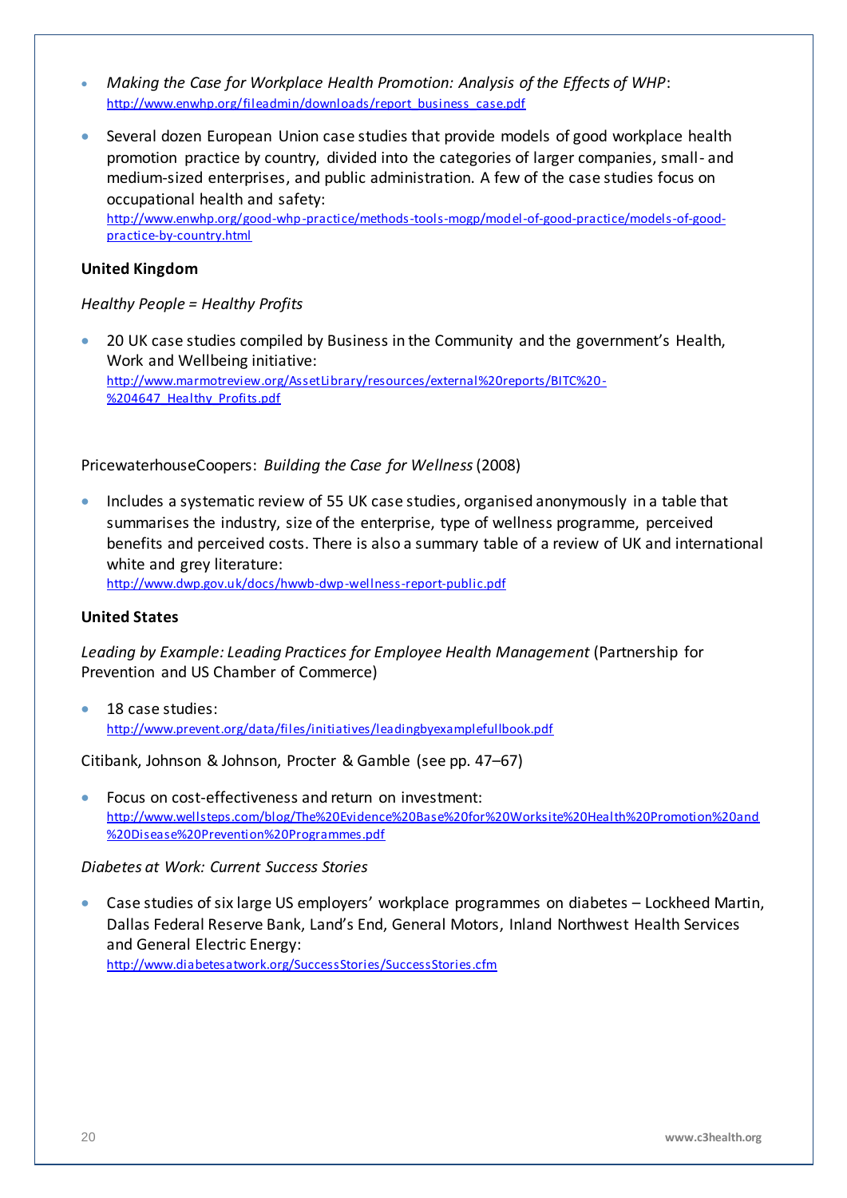- *Making the Case for Workplace Health Promotion: Analysis of the Effects of WHP*: http://www.enwhp.org/fileadmin/downloads/report_business_case.pdf
- Several dozen European Union case studies that provide models of good workplace health promotion practice by country, divided into the categories of larger companies, small- and medium-sized enterprises, and public administration. A few of the case studies focus on occupational health and safety: http://www.enwhp.org/good-whp-practice/methods-tools-mogp/model-of-good-practice/models-of-good-practice-by-country.html

**United Kingdom**

*Healthy People = Healthy Profits*

- 20 UK case studies compiled by Business in the Community and the government's Health, Work and Wellbeing initiative: http://www.marmotreview.org/AssetLibrary/resources/external%20reports/BITC%20-%204647_Healthy_Profits.pdf

PricewaterhouseCoopers: *Building the Case for Wellness* (2008)

- Includes a systematic review of 55 UK case studies, organised anonymously in a table that summarises the industry, size of the enterprise, type of wellness programme, perceived benefits and perceived costs. There is also a summary table of a review of UK and international white and grey literature: http://www.dwp.gov.uk/docs/hwwb-dwp-wellness-report-public.pdf

**United States**

*Leading by Example: Leading Practices for Employee Health Management* (Partnership for Prevention and US Chamber of Commerce)

- 18 case studies: http://www.prevent.org/data/files/initiatives/leadingbyexamplefullbook.pdf

Citibank, Johnson & Johnson, Procter & Gamble (see pp. 47–67)

- Focus on cost-effectiveness and return on investment: http://www.wellsteps.com/blog/The%20Evidence%20Base%20for%20Worksite%20Health%20Promotion%20and%20Disease%20Prevention%20Programmes.pdf

*Diabetes at Work: Current Success Stories*

- Case studies of six large US employers' workplace programmes on diabetes – Lockheed Martin, Dallas Federal Reserve Bank, Land's End, General Motors, Inland Northwest Health Services and General Electric Energy: http://www.diabetesatwork.org/SuccessStories/SuccessStories.cfm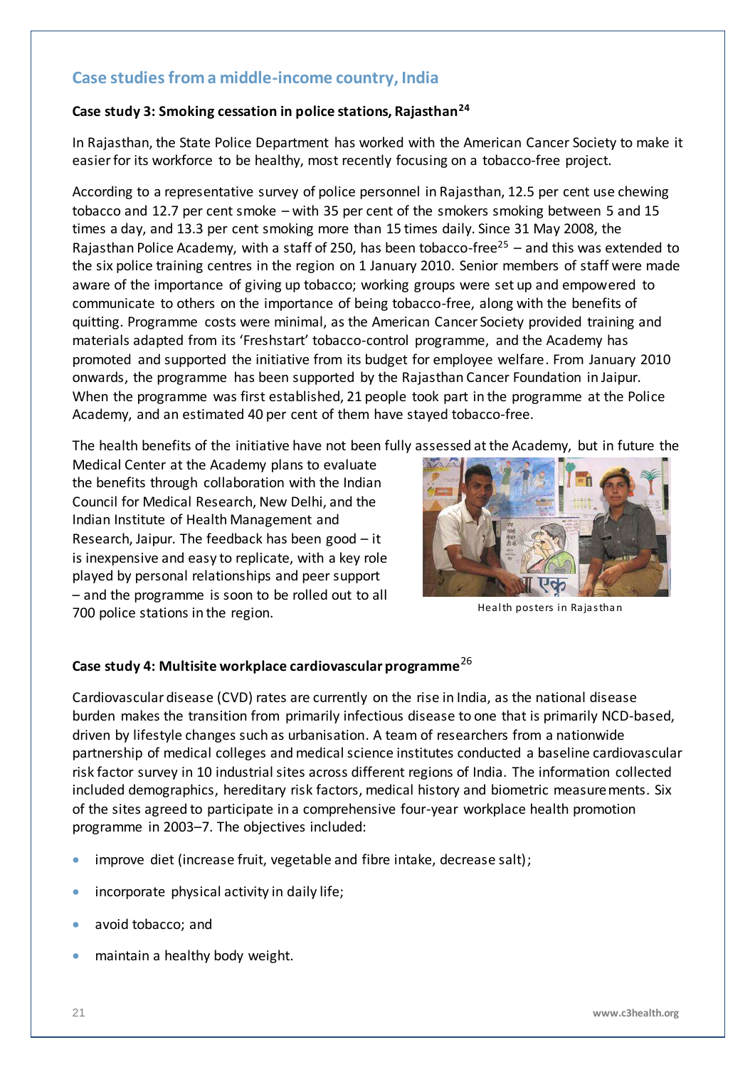## Case studies from a middle-income country, India

### Case study 3: Smoking cessation in police stations, Rajasthan[24]

In Rajasthan, the State Police Department has worked with the American Cancer Society to make it easier for its workforce to be healthy, most recently focusing on a tobacco-free project.

According to a representative survey of police personnel in Rajasthan, 12.5 per cent use chewing tobacco and 12.7 per cent smoke – with 35 per cent of the smokers smoking between 5 and 15 times a day, and 13.3 per cent smoking more than 15 times daily. Since 31 May 2008, the Rajasthan Police Academy, with a staff of 250, has been tobacco-free[25] – and this was extended to the six police training centres in the region on 1 January 2010. Senior members of staff were made aware of the importance of giving up tobacco; working groups were set up and empowered to communicate to others on the importance of being tobacco-free, along with the benefits of quitting. Programme costs were minimal, as the American Cancer Society provided training and materials adapted from its 'Freshstart' tobacco-control programme, and the Academy has promoted and supported the initiative from its budget for employee welfare. From January 2010 onwards, the programme has been supported by the Rajasthan Cancer Foundation in Jaipur. When the programme was first established, 21 people took part in the programme at the Police Academy, and an estimated 40 per cent of them have stayed tobacco-free.

The health benefits of the initiative have not been fully assessed at the Academy, but in future the Medical Center at the Academy plans to evaluate the benefits through collaboration with the Indian Council for Medical Research, New Delhi, and the Indian Institute of Health Management and Research, Jaipur. The feedback has been good – it is inexpensive and easy to replicate, with a key role played by personal relationships and peer support – and the programme is soon to be rolled out to all 700 police stations in the region.

Health posters in Rajasthan

### Case study 4: Multisite workplace cardiovascular programme[26]

Cardiovascular disease (CVD) rates are currently on the rise in India, as the national disease burden makes the transition from primarily infectious disease to one that is primarily NCD-based, driven by lifestyle changes such as urbanisation. A team of researchers from a nationwide partnership of medical colleges and medical science institutes conducted a baseline cardiovascular risk factor survey in 10 industrial sites across different regions of India. The information collected included demographics, hereditary risk factors, medical history and biometric measurements. Six of the sites agreed to participate in a comprehensive four-year workplace health promotion programme in 2003–7. The objectives included:

- improve diet (increase fruit, vegetable and fibre intake, decrease salt);
- incorporate physical activity in daily life;
- avoid tobacco; and
- maintain a healthy body weight.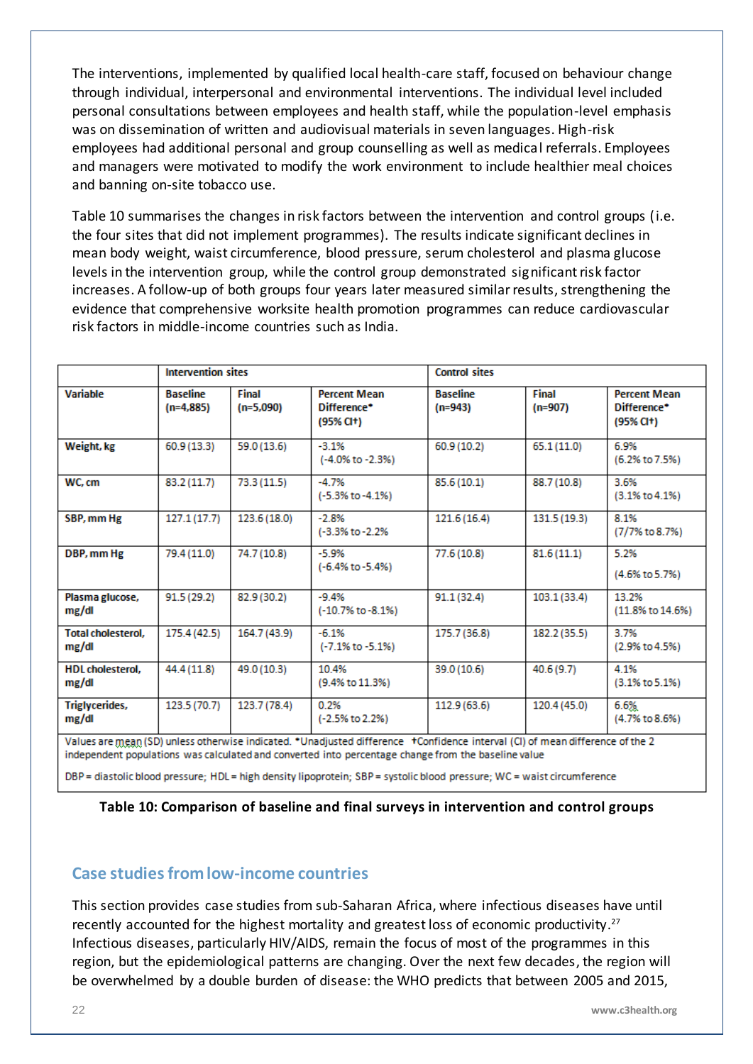The interventions, implemented by qualified local health-care staff, focused on behaviour change through individual, interpersonal and environmental interventions. The individual level included personal consultations between employees and health staff, while the population-level emphasis was on dissemination of written and audiovisual materials in seven languages. High-risk employees had additional personal and group counselling as well as medical referrals. Employees and managers were motivated to modify the work environment to include healthier meal choices and banning on-site tobacco use.

Table 10 summarises the changes in risk factors between the intervention and control groups (i.e. the four sites that did not implement programmes). The results indicate significant declines in mean body weight, waist circumference, blood pressure, serum cholesterol and plasma glucose levels in the intervention group, while the control group demonstrated significant risk factor increases. A follow-up of both groups four years later measured similar results, strengthening the evidence that comprehensive worksite health promotion programmes can reduce cardiovascular risk factors in middle-income countries such as India.

| | Intervention sites | | | Control sites | | |
|---|---|---|---|---|---|---|
| Variable | Baseline (n=4,885) | Final (n=5,090) | Percent Mean Difference* (95% CI†) | Baseline (n=943) | Final (n=907) | Percent Mean Difference* (95% CI†) |
| Weight, kg | 60.9 (13.3) | 59.0 (13.6) | -3.1% (-4.0% to -2.3%) | 60.9 (10.2) | 65.1 (11.0) | 6.9% (6.2% to 7.5%) |
| WC, cm | 83.2 (11.7) | 73.3 (11.5) | -4.7% (-5.3% to -4.1%) | 85.6 (10.1) | 88.7 (10.8) | 3.6% (3.1% to 4.1%) |
| SBP, mm Hg | 127.1 (17.7) | 123.6 (18.0) | -2.8% (-3.3% to -2.2% | 121.6 (16.4) | 131.5 (19.3) | 8.1% (7/7% to 8.7%) |
| DBP, mm Hg | 79.4 (11.0) | 74.7 (10.8) | -5.9% (-6.4% to -5.4%) | 77.6 (10.8) | 81.6 (11.1) | 5.2% (4.6% to 5.7%) |
| Plasma glucose, mg/dl | 91.5 (29.2) | 82.9 (30.2) | -9.4% (-10.7% to -8.1%) | 91.1 (32.4) | 103.1 (33.4) | 13.2% (11.8% to 14.6%) |
| Total cholesterol, mg/dl | 175.4 (42.5) | 164.7 (43.9) | -6.1% (-7.1% to -5.1%) | 175.7 (36.8) | 182.2 (35.5) | 3.7% (2.9% to 4.5%) |
| HDL cholesterol, mg/dl | 44.4 (11.8) | 49.0 (10.3) | 10.4% (9.4% to 11.3%) | 39.0 (10.6) | 40.6 (9.7) | 4.1% (3.1% to 5.1%) |
| Triglycerides, mg/dl | 123.5 (70.7) | 123.7 (78.4) | 0.2% (-2.5% to 2.2%) | 112.9 (63.6) | 120.4 (45.0) | 6.6% (4.7% to 8.6%) |

Values are mean (SD) unless otherwise indicated. *Unadjusted difference †Confidence interval (CI) of mean difference of the 2 independent populations was calculated and converted into percentage change from the baseline value

DBP = diastolic blood pressure; HDL = high density lipoprotein; SBP = systolic blood pressure; WC = waist circumference

**Table 10: Comparison of baseline and final surveys in intervention and control groups**

## Case studies from low-income countries

This section provides case studies from sub-Saharan Africa, where infectious diseases have until recently accounted for the highest mortality and greatest loss of economic productivity.[27] Infectious diseases, particularly HIV/AIDS, remain the focus of most of the programmes in this region, but the epidemiological patterns are changing. Over the next few decades, the region will be overwhelmed by a double burden of disease: the WHO predicts that between 2005 and 2015,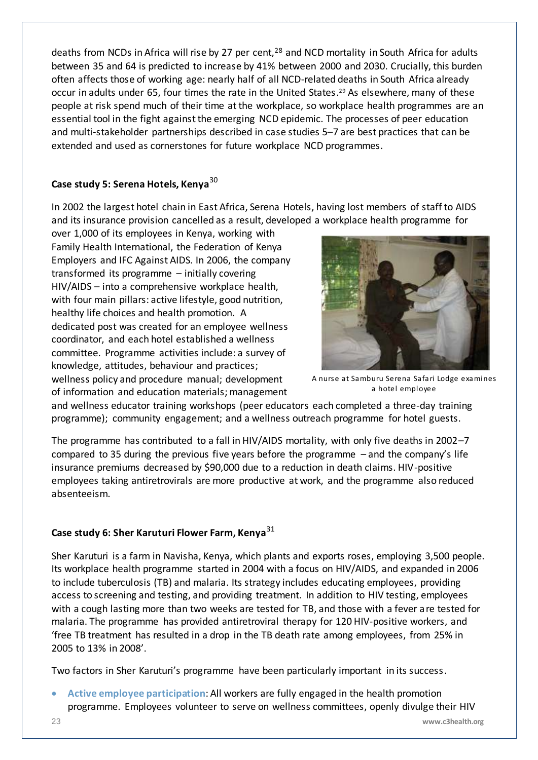deaths from NCDs in Africa will rise by 27 per cent,[28] and NCD mortality in South Africa for adults between 35 and 64 is predicted to increase by 41% between 2000 and 2030. Crucially, this burden often affects those of working age: nearly half of all NCD-related deaths in South Africa already occur in adults under 65, four times the rate in the United States.[29] As elsewhere, many of these people at risk spend much of their time at the workplace, so workplace health programmes are an essential tool in the fight against the emerging NCD epidemic. The processes of peer education and multi-stakeholder partnerships described in case studies 5–7 are best practices that can be extended and used as cornerstones for future workplace NCD programmes.

### Case study 5: Serena Hotels, Kenya[30]

In 2002 the largest hotel chain in East Africa, Serena Hotels, having lost members of staff to AIDS and its insurance provision cancelled as a result, developed a workplace health programme for over 1,000 of its employees in Kenya, working with Family Health International, the Federation of Kenya Employers and IFC Against AIDS. In 2006, the company transformed its programme – initially covering HIV/AIDS – into a comprehensive workplace health, with four main pillars: active lifestyle, good nutrition, healthy life choices and health promotion. A dedicated post was created for an employee wellness coordinator, and each hotel established a wellness committee. Programme activities include: a survey of knowledge, attitudes, behaviour and practices; wellness policy and procedure manual; development of information and education materials; management and wellness educator training workshops (peer educators each completed a three-day training programme); community engagement; and a wellness outreach programme for hotel guests.

A nurse at Samburu Serena Safari Lodge examines a hotel employee

The programme has contributed to a fall in HIV/AIDS mortality, with only five deaths in 2002–7 compared to 35 during the previous five years before the programme – and the company's life insurance premiums decreased by $90,000 due to a reduction in death claims. HIV-positive employees taking antiretrovirals are more productive at work, and the programme also reduced absenteeism.

### Case study 6: Sher Karuturi Flower Farm, Kenya[31]

Sher Karuturi is a farm in Navisha, Kenya, which plants and exports roses, employing 3,500 people. Its workplace health programme started in 2004 with a focus on HIV/AIDS, and expanded in 2006 to include tuberculosis (TB) and malaria. Its strategy includes educating employees, providing access to screening and testing, and providing treatment. In addition to HIV testing, employees with a cough lasting more than two weeks are tested for TB, and those with a fever are tested for malaria. The programme has provided antiretroviral therapy for 120 HIV-positive workers, and 'free TB treatment has resulted in a drop in the TB death rate among employees, from 25% in 2005 to 13% in 2008'.

Two factors in Sher Karuturi's programme have been particularly important in its success.

- **Active employee participation**: All workers are fully engaged in the health promotion programme. Employees volunteer to serve on wellness committees, openly divulge their HIV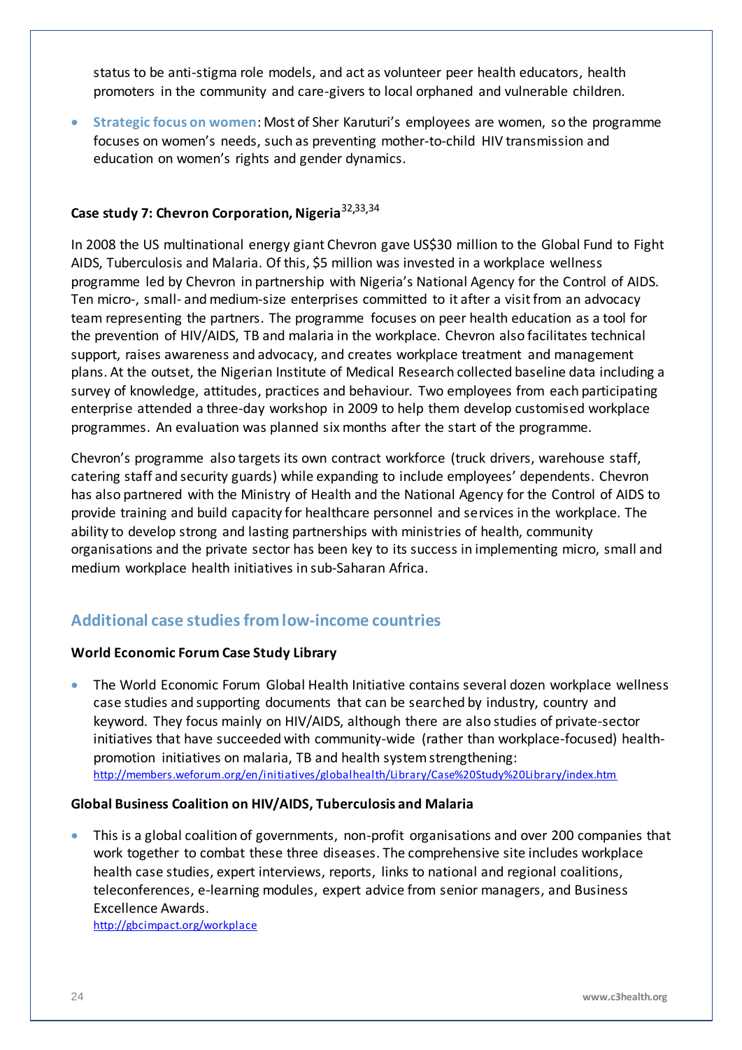status to be anti-stigma role models, and act as volunteer peer health educators, health promoters in the community and care-givers to local orphaned and vulnerable children.

- **Strategic focus on women**: Most of Sher Karuturi's employees are women, so the programme focuses on women's needs, such as preventing mother-to-child HIV transmission and education on women's rights and gender dynamics.

### Case study 7: Chevron Corporation, Nigeria[32,33,34]

In 2008 the US multinational energy giant Chevron gave US$30 million to the Global Fund to Fight AIDS, Tuberculosis and Malaria. Of this, $5 million was invested in a workplace wellness programme led by Chevron in partnership with Nigeria's National Agency for the Control of AIDS. Ten micro-, small- and medium-size enterprises committed to it after a visit from an advocacy team representing the partners. The programme focuses on peer health education as a tool for the prevention of HIV/AIDS, TB and malaria in the workplace. Chevron also facilitates technical support, raises awareness and advocacy, and creates workplace treatment and management plans. At the outset, the Nigerian Institute of Medical Research collected baseline data including a survey of knowledge, attitudes, practices and behaviour. Two employees from each participating enterprise attended a three-day workshop in 2009 to help them develop customised workplace programmes. An evaluation was planned six months after the start of the programme.

Chevron's programme also targets its own contract workforce (truck drivers, warehouse staff, catering staff and security guards) while expanding to include employees' dependents. Chevron has also partnered with the Ministry of Health and the National Agency for the Control of AIDS to provide training and build capacity for healthcare personnel and services in the workplace. The ability to develop strong and lasting partnerships with ministries of health, community organisations and the private sector has been key to its success in implementing micro, small and medium workplace health initiatives in sub-Saharan Africa.

## Additional case studies from low-income countries

### World Economic Forum Case Study Library

- The World Economic Forum Global Health Initiative contains several dozen workplace wellness case studies and supporting documents that can be searched by industry, country and keyword. They focus mainly on HIV/AIDS, although there are also studies of private-sector initiatives that have succeeded with community-wide (rather than workplace-focused) health-promotion initiatives on malaria, TB and health system strengthening: http://members.weforum.org/en/initiatives/globalhealth/Library/Case%20Study%20Library/index.htm

### Global Business Coalition on HIV/AIDS, Tuberculosis and Malaria

- This is a global coalition of governments, non-profit organisations and over 200 companies that work together to combat these three diseases. The comprehensive site includes workplace health case studies, expert interviews, reports, links to national and regional coalitions, teleconferences, e-learning modules, expert advice from senior managers, and Business Excellence Awards.
  http://gbcimpact.org/workplace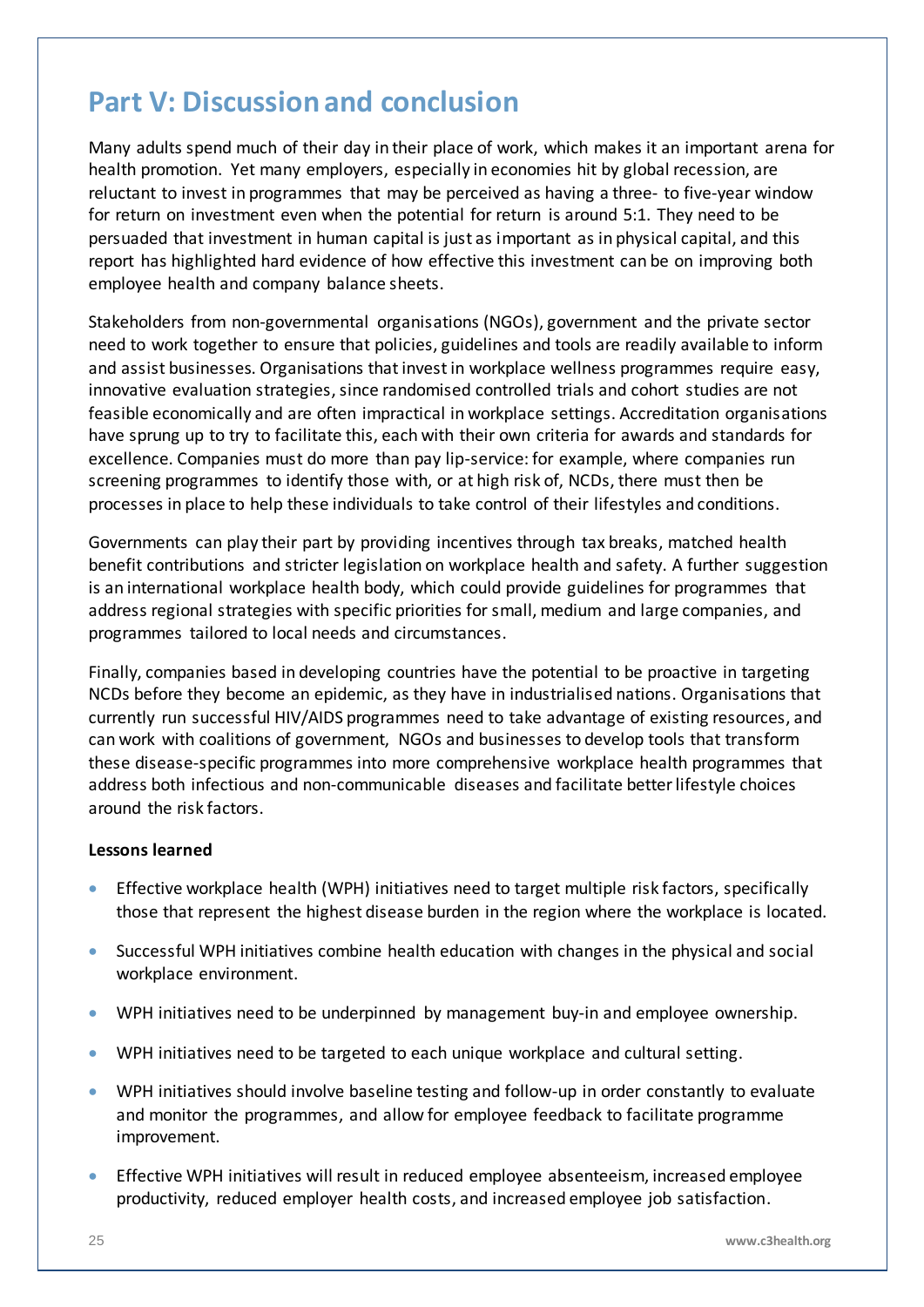# Part V: Discussion and conclusion

Many adults spend much of their day in their place of work, which makes it an important arena for health promotion. Yet many employers, especially in economies hit by global recession, are reluctant to invest in programmes that may be perceived as having a three- to five-year window for return on investment even when the potential for return is around 5:1. They need to be persuaded that investment in human capital is just as important as in physical capital, and this report has highlighted hard evidence of how effective this investment can be on improving both employee health and company balance sheets.

Stakeholders from non-governmental organisations (NGOs), government and the private sector need to work together to ensure that policies, guidelines and tools are readily available to inform and assist businesses. Organisations that invest in workplace wellness programmes require easy, innovative evaluation strategies, since randomised controlled trials and cohort studies are not feasible economically and are often impractical in workplace settings. Accreditation organisations have sprung up to try to facilitate this, each with their own criteria for awards and standards for excellence. Companies must do more than pay lip-service: for example, where companies run screening programmes to identify those with, or at high risk of, NCDs, there must then be processes in place to help these individuals to take control of their lifestyles and conditions.

Governments can play their part by providing incentives through tax breaks, matched health benefit contributions and stricter legislation on workplace health and safety. A further suggestion is an international workplace health body, which could provide guidelines for programmes that address regional strategies with specific priorities for small, medium and large companies, and programmes tailored to local needs and circumstances.

Finally, companies based in developing countries have the potential to be proactive in targeting NCDs before they become an epidemic, as they have in industrialised nations. Organisations that currently run successful HIV/AIDS programmes need to take advantage of existing resources, and can work with coalitions of government, NGOs and businesses to develop tools that transform these disease-specific programmes into more comprehensive workplace health programmes that address both infectious and non-communicable diseases and facilitate better lifestyle choices around the risk factors.

**Lessons learned**

- Effective workplace health (WPH) initiatives need to target multiple risk factors, specifically those that represent the highest disease burden in the region where the workplace is located.
- Successful WPH initiatives combine health education with changes in the physical and social workplace environment.
- WPH initiatives need to be underpinned by management buy-in and employee ownership.
- WPH initiatives need to be targeted to each unique workplace and cultural setting.
- WPH initiatives should involve baseline testing and follow-up in order constantly to evaluate and monitor the programmes, and allow for employee feedback to facilitate programme improvement.
- Effective WPH initiatives will result in reduced employee absenteeism, increased employee productivity, reduced employer health costs, and increased employee job satisfaction.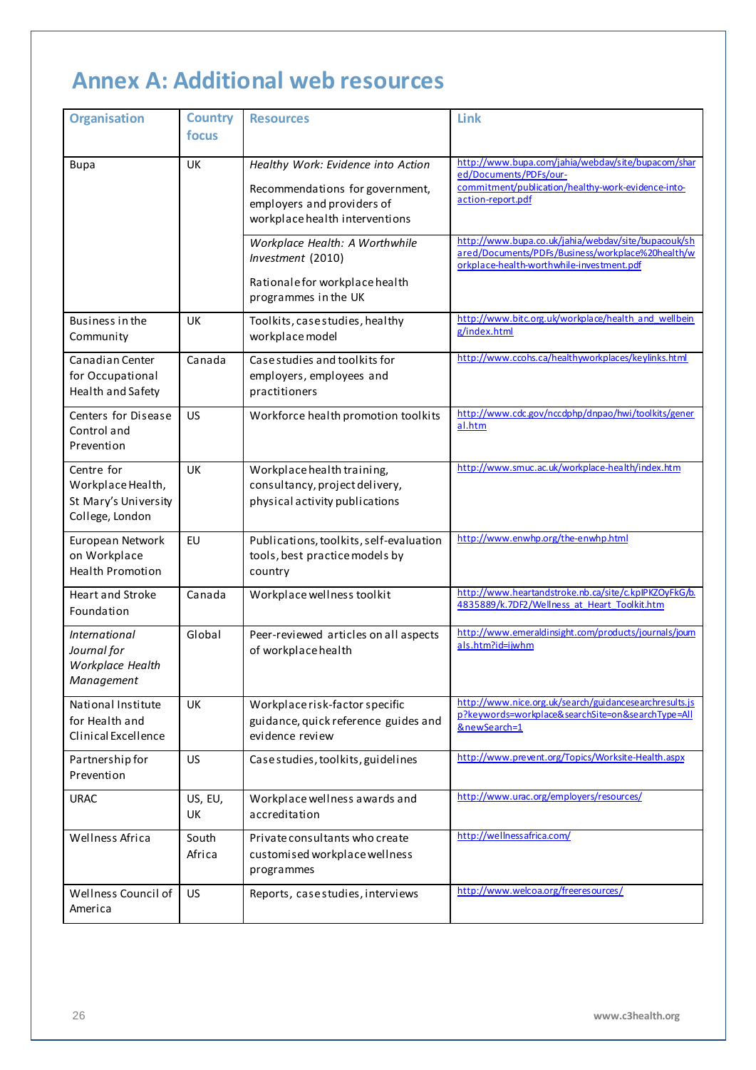# Annex A: Additional web resources

| Organisation | Country focus | Resources | Link |
|---|---|---|---|
| Bupa | UK | *Healthy Work: Evidence into Action*<br><br>Recommendations for government, employers and providers of workplace health interventions | http://www.bupa.com/jahia/webdav/site/bupacom/shared/Documents/PDFs/our-commitment/publication/healthy-work-evidence-into-action-report.pdf |
| | | *Workplace Health: A Worthwhile Investment* (2010)<br><br>Rationale for workplace health programmes in the UK | http://www.bupa.co.uk/jahia/webdav/site/bupacouk/shared/Documents/PDFs/Business/workplace%20health/workplace-health-worthwhile-investment.pdf |
| Business in the Community | UK | Toolkits, case studies, healthy workplace model | http://www.bitc.org.uk/workplace/health_and_wellbeing/index.html |
| Canadian Center for Occupational Health and Safety | Canada | Case studies and toolkits for employers, employees and practitioners | http://www.ccohs.ca/healthyworkplaces/keylinks.html |
| Centers for Disease Control and Prevention | US | Workforce health promotion toolkits | http://www.cdc.gov/nccdphp/dnpao/hwi/toolkits/general.htm |
| Centre for Workplace Health, St Mary's University College, London | UK | Workplace health training, consultancy, project delivery, physical activity publications | http://www.smuc.ac.uk/workplace-health/index.htm |
| European Network on Workplace Health Promotion | EU | Publications, toolkits, self-evaluation tools, best practice models by country | http://www.enwhp.org/the-enwhp.html |
| Heart and Stroke Foundation | Canada | Workplace wellness toolkit | http://www.heartandstroke.nb.ca/site/c.kpIPKZOyFkG/b.4835889/k.7DF2/Wellness_at_Heart_Toolkit.htm |
| *International Journal for Workplace Health Management* | Global | Peer-reviewed articles on all aspects of workplace health | http://www.emeraldinsight.com/products/journals/journals.htm?id=ijwhm |
| National Institute for Health and Clinical Excellence | UK | Workplace risk-factor specific guidance, quick reference guides and evidence review | http://www.nice.org.uk/search/guidancesearchresults.jsp?keywords=workplace&searchSite=on&searchType=All&newSearch=1 |
| Partnership for Prevention | US | Case studies, toolkits, guidelines | http://www.prevent.org/Topics/Worksite-Health.aspx |
| URAC | US, EU, UK | Workplace wellness awards and accreditation | http://www.urac.org/employers/resources/ |
| Wellness Africa | South Africa | Private consultants who create customised workplace wellness programmes | http://wellnessafrica.com/ |
| Wellness Council of America | US | Reports, case studies, interviews | http://www.welcoa.org/freeresources/ |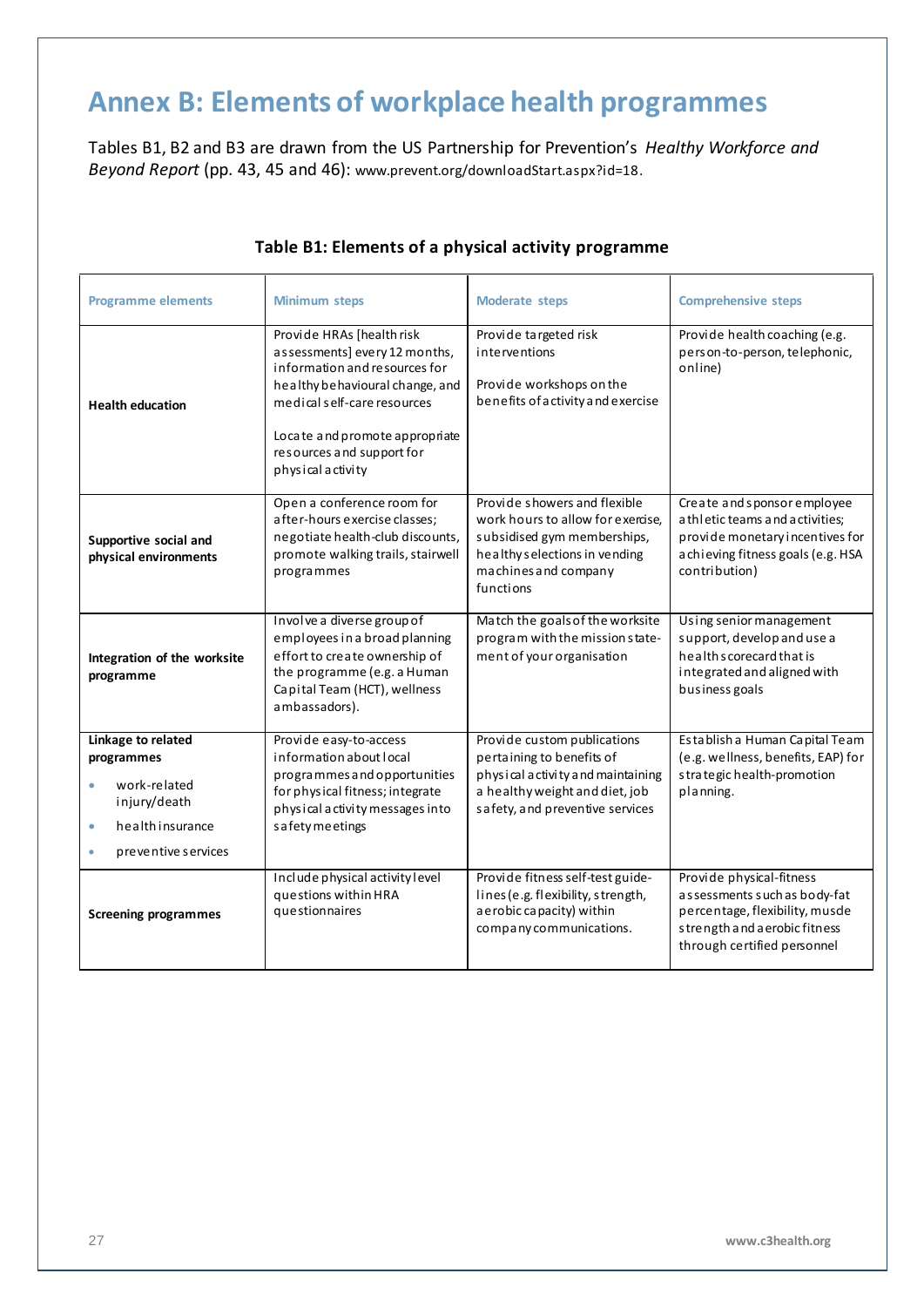# Annex B: Elements of workplace health programmes

Tables B1, B2 and B3 are drawn from the US Partnership for Prevention's *Healthy Workforce and Beyond Report* (pp. 43, 45 and 46): www.prevent.org/downloadStart.aspx?id=18.

**Table B1: Elements of a physical activity programme**

| Programme elements | Minimum steps | Moderate steps | Comprehensive steps |
|---|---|---|---|
| **Health education** | Provide HRAs [health risk assessments] every 12 months, information and resources for healthy behavioural change, and medical self-care resources<br><br>Locate and promote appropriate resources and support for physical activity | Provide targeted risk interventions<br><br>Provide workshops on the benefits of activity and exercise | Provide health coaching (e.g. person-to-person, telephonic, online) |
| **Supportive social and physical environments** | Open a conference room for after-hours exercise classes; negotiate health-club discounts, promote walking trails, stairwell programmes | Provide showers and flexible work hours to allow for exercise, subsidised gym memberships, healthy selections in vending machines and company functions | Create and sponsor employee athletic teams and activities; provide monetary incentives for achieving fitness goals (e.g. HSA contribution) |
| **Integration of the worksite programme** | Involve a diverse group of employees in a broad planning effort to create ownership of the programme (e.g. a Human Capital Team (HCT), wellness ambassadors). | Match the goals of the worksite program with the mission statement of your organisation | Using senior management support, develop and use a health scorecard that is integrated and aligned with business goals |
| **Linkage to related programmes**<br>• work-related injury/death<br>• health insurance<br>• preventive services | Provide easy-to-access information about local programmes and opportunities for physical fitness; integrate physical activity messages into safety meetings | Provide custom publications pertaining to benefits of physical activity and maintaining a healthy weight and diet, job safety, and preventive services | Establish a Human Capital Team (e.g. wellness, benefits, EAP) for strategic health-promotion planning. |
| **Screening programmes** | Include physical activity level questions within HRA questionnaires | Provide fitness self-test guidelines (e.g. flexibility, strength, aerobic capacity) within company communications. | Provide physical-fitness assessments such as body-fat percentage, flexibility, muscle strength and aerobic fitness through certified personnel |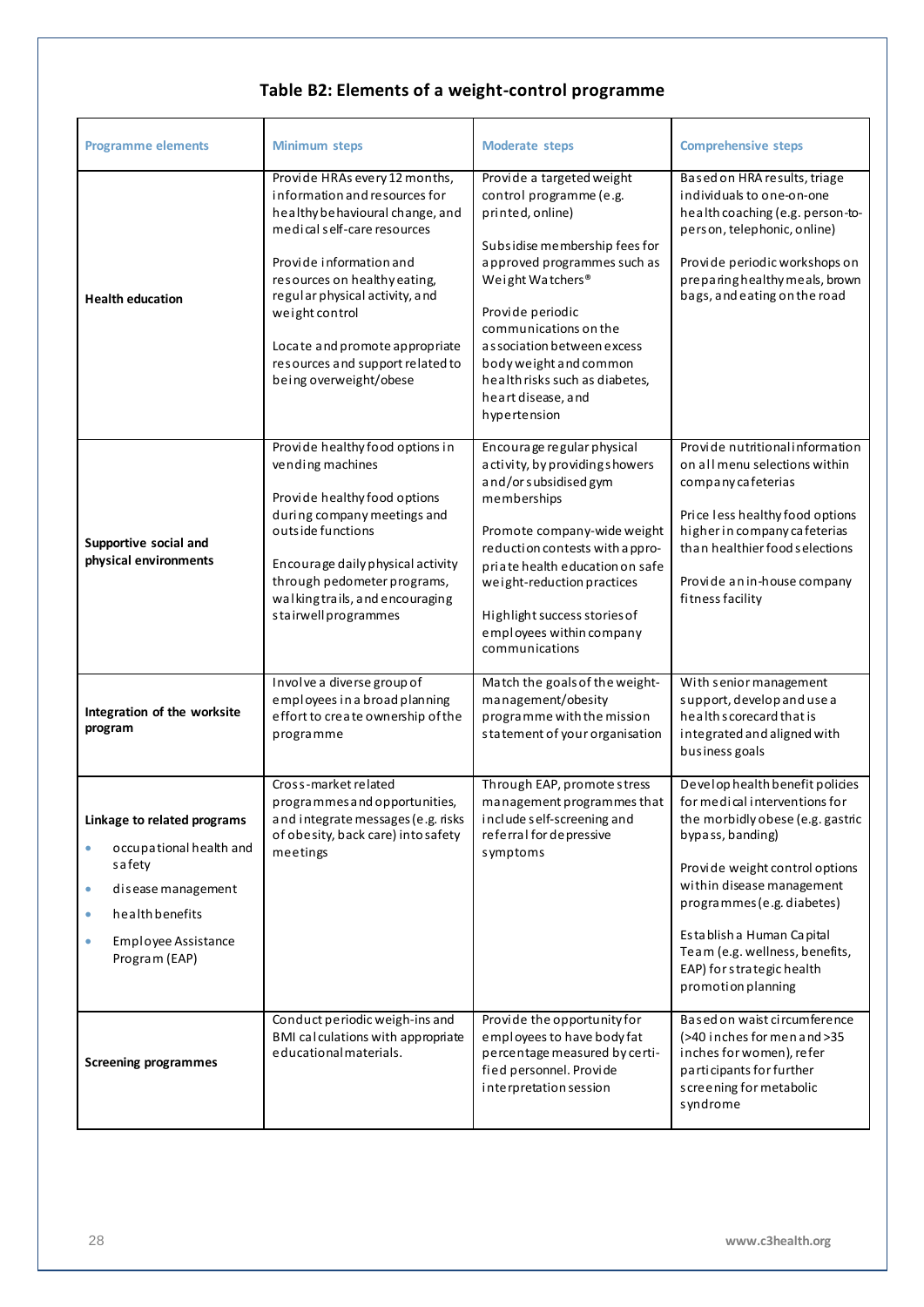### Table B2: Elements of a weight-control programme

| Programme elements | Minimum steps | Moderate steps | Comprehensive steps |
|---|---|---|---|
| **Health education** | Provide HRAs every 12 months, information and resources for healthy behavioural change, and medical self-care resources<br><br>Provide information and resources on healthy eating, regular physical activity, and weight control<br><br>Locate and promote appropriate resources and support related to being overweight/obese | Provide a targeted weight control programme (e.g. printed, online)<br><br>Subsidise membership fees for approved programmes such as Weight Watchers®<br><br>Provide periodic communications on the association between excess body weight and common health risks such as diabetes, heart disease, and hypertension | Based on HRA results, triage individuals to one-on-one health coaching (e.g. person-to-person, telephonic, online)<br><br>Provide periodic workshops on preparing healthy meals, brown bags, and eating on the road |
| **Supportive social and physical environments** | Provide healthy food options in vending machines<br><br>Provide healthy food options during company meetings and outside functions<br><br>Encourage daily physical activity through pedometer programs, walking trails, and encouraging stairwell programmes | Encourage regular physical activity, by providing showers and/or subsidised gym memberships<br><br>Promote company-wide weight reduction contests with appropriate health education on safe weight-reduction practices<br><br>Highlight success stories of employees within company communications | Provide nutritional information on all menu selections within company cafeterias<br><br>Price less healthy food options higher in company cafeterias than healthier food selections<br><br>Provide an in-house company fitness facility |
| **Integration of the worksite program** | Involve a diverse group of employees in a broad planning effort to create ownership of the programme | Match the goals of the weight-management/obesity programme with the mission statement of your organisation | With senior management support, develop and use a health scorecard that is integrated and aligned with business goals |
| **Linkage to related programs**<br>• occupational health and safety<br>• disease management<br>• health benefits<br>• Employee Assistance Program (EAP) | Cross-market related programmes and opportunities, and integrate messages (e.g. risks of obesity, back care) into safety meetings | Through EAP, promote stress management programmes that include self-screening and referral for depressive symptoms | Develop health benefit policies for medical interventions for the morbidly obese (e.g. gastric bypass, banding)<br><br>Provide weight control options within disease management programmes (e.g. diabetes)<br><br>Establish a Human Capital Team (e.g. wellness, benefits, EAP) for strategic health promotion planning |
| **Screening programmes** | Conduct periodic weigh-ins and BMI calculations with appropriate educational materials. | Provide the opportunity for employees to have body fat percentage measured by certified personnel. Provide interpretation session | Based on waist circumference (>40 inches for men and >35 inches for women), refer participants for further screening for metabolic syndrome |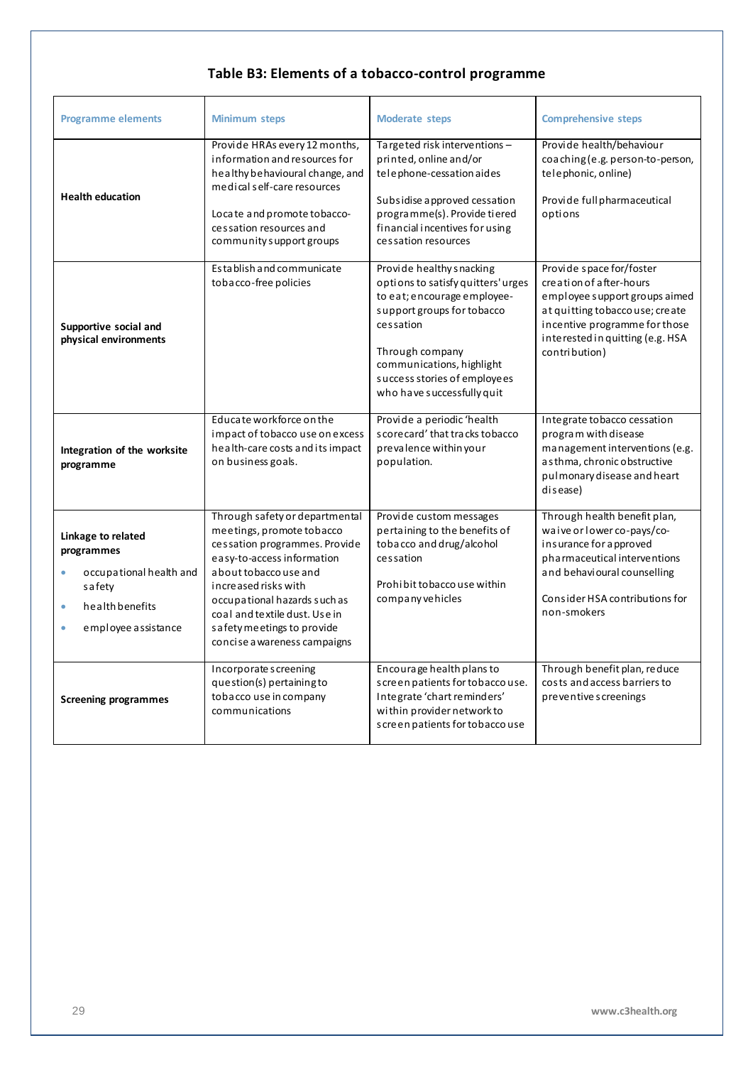## Table B3: Elements of a tobacco-control programme

| Programme elements | Minimum steps | Moderate steps | Comprehensive steps |
|---|---|---|---|
| **Health education** | Provide HRAs every 12 months, information and resources for healthy behavioural change, and medical self-care resources<br><br>Locate and promote tobacco-cessation resources and community support groups | Targeted risk interventions – printed, online and/or telephone-cessation aides<br><br>Subsidise approved cessation programme(s). Provide tiered financial incentives for using cessation resources | Provide health/behaviour coaching (e.g. person-to-person, telephonic, online)<br><br>Provide full pharmaceutical options |
| **Supportive social and physical environments** | Establish and communicate tobacco-free policies | Provide healthy snacking options to satisfy quitters' urges to eat; encourage employee-support groups for tobacco cessation<br><br>Through company communications, highlight success stories of employees who have successfully quit | Provide space for/foster creation of after-hours employee support groups aimed at quitting tobacco use; create incentive programme for those interested in quitting (e.g. HSA contribution) |
| **Integration of the worksite programme** | Educate workforce on the impact of tobacco use on excess health-care costs and its impact on business goals. | Provide a periodic 'health scorecard' that tracks tobacco prevalence within your population. | Integrate tobacco cessation program with disease management interventions (e.g. asthma, chronic obstructive pulmonary disease and heart disease) |
| **Linkage to related programmes**<br>• occupational health and safety<br>• health benefits<br>• employee assistance | Through safety or departmental meetings, promote tobacco cessation programmes. Provide easy-to-access information about tobacco use and increased risks with occupational hazards such as coal and textile dust. Use in safety meetings to provide concise awareness campaigns | Provide custom messages pertaining to the benefits of tobacco and drug/alcohol cessation<br><br>Prohibit tobacco use within company vehicles | Through health benefit plan, waive or lower co-pays/co-insurance for approved pharmaceutical interventions and behavioural counselling<br><br>Consider HSA contributions for non-smokers |
| **Screening programmes** | Incorporate screening question(s) pertaining to tobacco use in company communications | Encourage health plans to screen patients for tobacco use. Integrate 'chart reminders' within provider network to screen patients for tobacco use | Through benefit plan, reduce costs and access barriers to preventive screenings |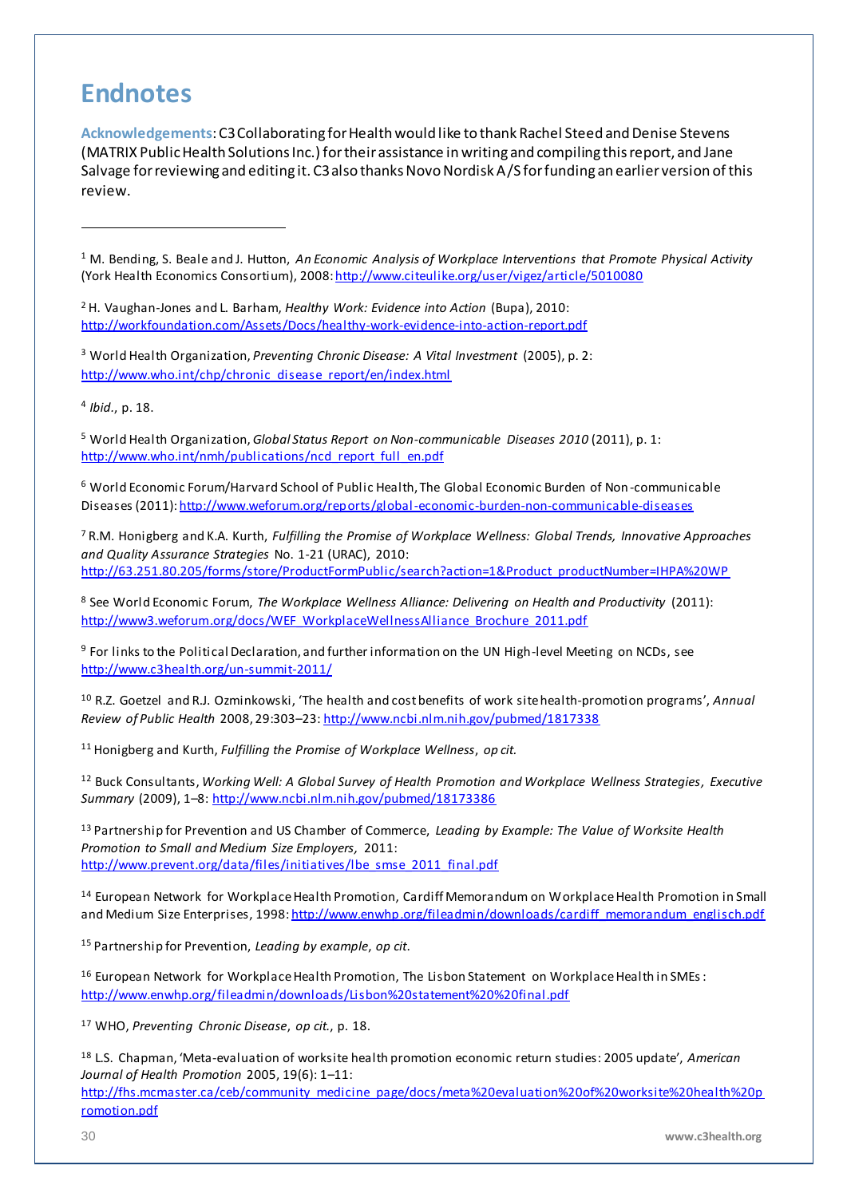# Endnotes

**Acknowledgements**: C3 Collaborating for Health would like to thank Rachel Steed and Denise Stevens (MATRIX Public Health Solutions Inc.) for their assistance in writing and compiling this report, and Jane Salvage for reviewing and editing it. C3 also thanks Novo Nordisk A/S for funding an earlier version of this review.

---

[1] M. Bending, S. Beale and J. Hutton, *An Economic Analysis of Workplace Interventions that Promote Physical Activity* (York Health Economics Consortium), 2008: http://www.citeulike.org/user/vigez/article/5010080

[2] H. Vaughan-Jones and L. Barham, *Healthy Work: Evidence into Action* (Bupa), 2010: http://workfoundation.com/Assets/Docs/healthy-work-evidence-into-action-report.pdf

[3] World Health Organization, *Preventing Chronic Disease: A Vital Investment* (2005), p. 2: http://www.who.int/chp/chronic_disease_report/en/index.html

[4] *Ibid.*, p. 18.

[5] World Health Organization, *Global Status Report on Non-communicable Diseases 2010* (2011), p. 1: http://www.who.int/nmh/publications/ncd_report_full_en.pdf

[6] World Economic Forum/Harvard School of Public Health, The Global Economic Burden of Non-communicable Diseases (2011): http://www.weforum.org/reports/global-economic-burden-non-communicable-diseases

[7] R.M. Honigberg and K.A. Kurth, *Fulfilling the Promise of Workplace Wellness: Global Trends, Innovative Approaches and Quality Assurance Strategies* No. 1-21 (URAC), 2010: http://63.251.80.205/forms/store/ProductFormPublic/search?action=1&Product_productNumber=IHPA%20WP

[8] See World Economic Forum, *The Workplace Wellness Alliance: Delivering on Health and Productivity* (2011): http://www3.weforum.org/docs/WEF_WorkplaceWellnessAlliance_Brochure_2011.pdf

[9] For links to the Political Declaration, and further information on the UN High-level Meeting on NCDs, see http://www.c3health.org/un-summit-2011/

[10] R.Z. Goetzel and R.J. Ozminkowski, 'The health and cost benefits of work site health-promotion programs', *Annual Review of Public Health* 2008, 29:303–23: http://www.ncbi.nlm.nih.gov/pubmed/1817338

[11] Honigberg and Kurth, *Fulfilling the Promise of Workplace Wellness*, *op cit.*

[12] Buck Consultants, *Working Well: A Global Survey of Health Promotion and Workplace Wellness Strategies*, *Executive Summary* (2009), 1–8: http://www.ncbi.nlm.nih.gov/pubmed/18173386

[13] Partnership for Prevention and US Chamber of Commerce, *Leading by Example: The Value of Worksite Health Promotion to Small and Medium Size Employers,* 2011: http://www.prevent.org/data/files/initiatives/lbe_smse_2011_final.pdf

[14] European Network for Workplace Health Promotion, Cardiff Memorandum on Workplace Health Promotion in Small and Medium Size Enterprises, 1998: http://www.enwhp.org/fileadmin/downloads/cardiff_memorandum_englisch.pdf

[15] Partnership for Prevention, *Leading by example*, *op cit.*

[16] European Network for Workplace Health Promotion, The Lisbon Statement on Workplace Health in SMEs: http://www.enwhp.org/fileadmin/downloads/Lisbon%20statement%20%20final.pdf

[17] WHO, *Preventing Chronic Disease*, *op cit.*, p. 18.

[18] L.S. Chapman, 'Meta-evaluation of worksite health promotion economic return studies: 2005 update', *American Journal of Health Promotion* 2005, 19(6): 1–11: http://fhs.mcmaster.ca/ceb/community_medicine_page/docs/meta%20evaluation%20of%20worksite%20health%20promotion.pdf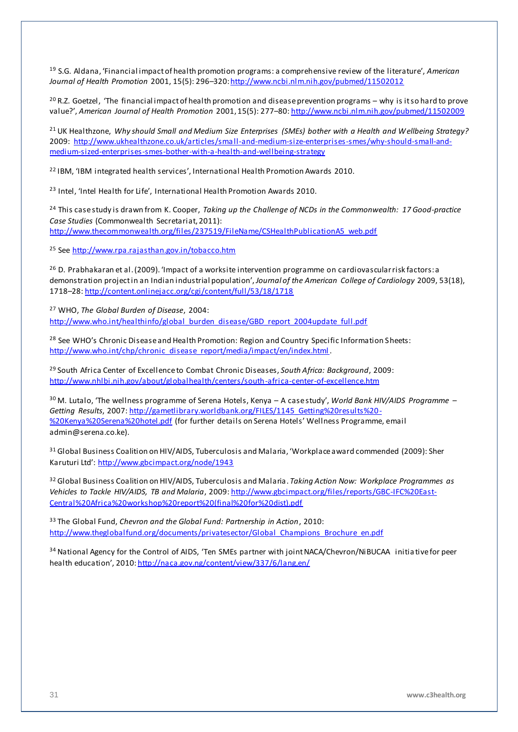[19] S.G. Aldana, 'Financial impact of health promotion programs: a comprehensive review of the literature', *American Journal of Health Promotion* 2001, 15(5): 296–320: http://www.ncbi.nlm.nih.gov/pubmed/11502012

[20] R.Z. Goetzel, 'The financial impact of health promotion and disease prevention programs – why is it so hard to prove value?', *American Journal of Health Promotion* 2001, 15(5): 277–80: http://www.ncbi.nlm.nih.gov/pubmed/11502009

[21] UK Healthzone, *Why should Small and Medium Size Enterprises (SMEs) bother with a Health and Wellbeing Strategy?* 2009: http://www.ukhealthzone.co.uk/articles/small-and-medium-size-enterprises-smes/why-should-small-and-medium-sized-enterprises-smes-bother-with-a-health-and-wellbeing-strategy

[22] IBM, 'IBM integrated health services', International Health Promotion Awards 2010.

[23] Intel, 'Intel Health for Life', International Health Promotion Awards 2010.

[24] This case study is drawn from K. Cooper, *Taking up the Challenge of NCDs in the Commonwealth: 17 Good-practice Case Studies* (Commonwealth Secretariat, 2011): http://www.thecommonwealth.org/files/237519/FileName/CSHealthPublicationA5_web.pdf

[25] See http://www.rpa.rajasthan.gov.in/tobacco.htm

[26] D. Prabhakaran et al. (2009). 'Impact of a worksite intervention programme on cardiovascular risk factors: a demonstration project in an Indian industrial population', *Journal of the American College of Cardiology* 2009, 53(18), 1718–28: http://content.onlinejacc.org/cgi/content/full/53/18/1718

[27] WHO, *The Global Burden of Disease*, 2004: http://www.who.int/healthinfo/global_burden_disease/GBD_report_2004update_full.pdf

[28] See WHO's Chronic Disease and Health Promotion: Region and Country Specific Information Sheets: http://www.who.int/chp/chronic_disease_report/media/impact/en/index.html.

[29] South Africa Center of Excellence to Combat Chronic Diseases, *South Africa: Background*, 2009: http://www.nhlbi.nih.gov/about/globalhealth/centers/south-africa-center-of-excellence.htm

[30] M. Lutalo, 'The wellness programme of Serena Hotels, Kenya – A case study', *World Bank HIV/AIDS Programme – Getting Results*, 2007: http://gametlibrary.worldbank.org/FILES/1145_Getting%20results%20-%20Kenya%20Serena%20hotel.pdf (for further details on Serena Hotels' Wellness Programme, email admin@serena.co.ke).

[31] Global Business Coalition on HIV/AIDS, Tuberculosis and Malaria, 'Workplace award commended (2009): Sher Karuturi Ltd': http://www.gbcimpact.org/node/1943

[32] Global Business Coalition on HIV/AIDS, Tuberculosis and Malaria. *Taking Action Now: Workplace Programmes as Vehicles to Tackle HIV/AIDS, TB and Malaria*, 2009: http://www.gbcimpact.org/files/reports/GBC-IFC%20East-Central%20Africa%20workshop%20report%20(final%20for%20dist).pdf

[33] The Global Fund, *Chevron and the Global Fund: Partnership in Action*, 2010: http://www.theglobalfund.org/documents/privatesector/Global_Champions_Brochure_en.pdf

[34] National Agency for the Control of AIDS, 'Ten SMEs partner with joint NACA/Chevron/NiBUCAA initiative for peer health education', 2010: http://naca.gov.ng/content/view/337/6/lang,en/